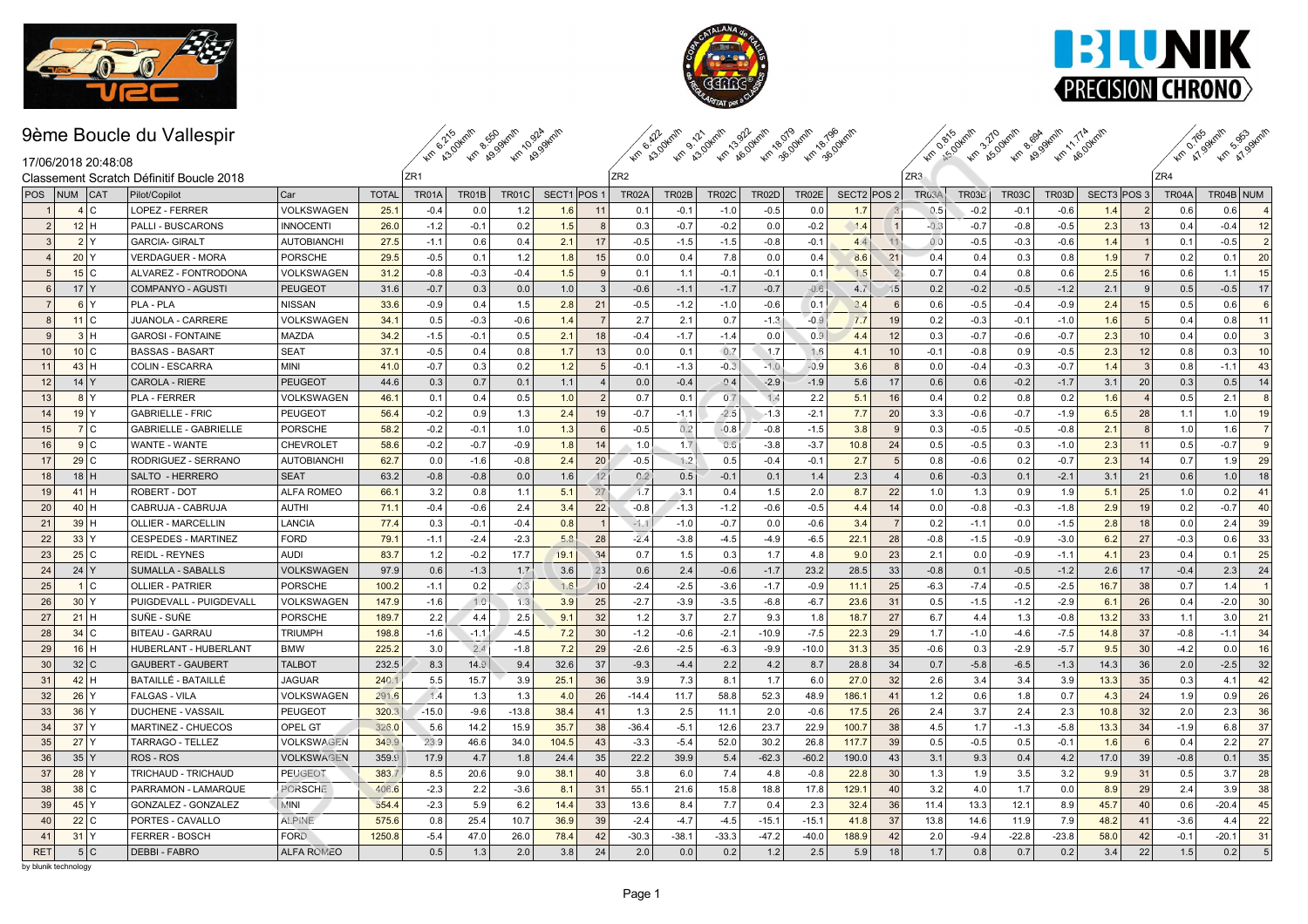# 9ème Boucle du Vallespir

17/06/2018 20:48:08

Classement Scratch Définitif Boucle 2018

| | | | | | | ZR1 | | | | | ZR2 | | | | | | | ZR3 | | | | | | ZR4 | | |
|---|---|---|---|---|---|---|---|---|---|---|---|---|---|---|---|---|---|---|---|---|---|---|---|---|---|---|
| | | | | | | km 6.215 43.00km/h | km 8.550 49.99km/h | km 10.924 49.99km/h | | | km 6.422 43.00km/h | km 9.121 43.00km/h | km 13.922 46.00km/h | km 18.079 36.00km/h | km 18.796 36.00km/h | | | km 0.815 45.00km/h | km 3.270 45.00km/h | km 8.694 49.99km/h | km 11.774 46.00km/h | | | km 0.765 47.99km/h | km 5.953 47.99km/h | |
| POS | NUM | CAT | Pilot/Copilot | Car | TOTAL | TR01A | TR01B | TR01C | SECT1 | POS 1 | TR02A | TR02B | TR02C | TR02D | TR02E | SECT2 | POS 2 | TR03A | TR03B | TR03C | TR03D | SECT3 | POS 3 | TR04A | TR04B | NUM |
| 1 | 4 | C | LOPEZ - FERRER | VOLKSWAGEN | 25.1 | -0.4 | 0.0 | 1.2 | 1.6 | 11 | 0.1 | -0.1 | -1.0 | -0.5 | 0.0 | 1.7 | 3 | 0.5 | -0.2 | -0.1 | -0.6 | 1.4 | 2 | 0.6 | 0.6 | 4 |
| 2 | 12 | H | PALLI - BUSCARONS | INNOCENTI | 26.0 | -1.2 | -0.1 | 0.2 | 1.5 | 8 | 0.3 | -0.7 | -0.2 | 0.0 | -0.2 | 1.4 | 1 | -0.3 | -0.7 | -0.8 | -0.5 | 2.3 | 13 | 0.4 | -0.4 | 12 |
| 3 | 2 | Y | GARCIA- GIRALT | AUTOBIANCHI | 27.5 | -1.1 | 0.6 | 0.4 | 2.1 | 17 | -0.5 | -1.5 | -1.5 | -0.8 | -0.1 | 4.4 | 11 | 0.0 | -0.5 | -0.3 | -0.6 | 1.4 | 1 | 0.1 | -0.5 | 2 |
| 4 | 20 | Y | VERDAGUER - MORA | PORSCHE | 29.5 | -0.5 | 0.1 | 1.2 | 1.8 | 15 | 0.0 | 0.4 | 7.8 | 0.0 | 0.4 | 8.6 | 21 | 0.4 | 0.4 | 0.3 | 0.8 | 1.9 | 7 | 0.2 | 0.1 | 20 |
| 5 | 15 | C | ALVAREZ - FONTRODONA | VOLKSWAGEN | 31.2 | -0.8 | -0.3 | -0.4 | 1.5 | 9 | 0.1 | 1.1 | -0.1 | -0.1 | 0.1 | 1.5 | 2 | 0.7 | 0.4 | 0.8 | 0.6 | 2.5 | 16 | 0.6 | 1.1 | 15 |
| 6 | 17 | Y | COMPANYO - AGUSTI | PEUGEOT | 31.6 | -0.7 | 0.3 | 0.0 | 1.0 | 3 | -0.6 | -1.1 | -1.7 | -0.7 | -0.6 | 4.7 | 15 | 0.2 | -0.2 | -0.5 | -1.2 | 2.1 | 9 | 0.5 | -0.5 | 17 |
| 7 | 6 | Y | PLA - PLA | NISSAN | 33.6 | -0.9 | 0.4 | 1.5 | 2.8 | 21 | -0.5 | -1.2 | -1.0 | -0.6 | 0.1 | 3.4 | 6 | 0.6 | -0.5 | -0.4 | -0.9 | 2.4 | 15 | 0.5 | 0.6 | 6 |
| 8 | 11 | C | JUANOLA - CARRERE | VOLKSWAGEN | 34.1 | 0.5 | -0.3 | -0.6 | 1.4 | 7 | 2.7 | 2.1 | 0.7 | -1.3 | -0.9 | 7.7 | 19 | 0.2 | -0.3 | -0.1 | -1.0 | 1.6 | 5 | 0.4 | 0.8 | 11 |
| 9 | 3 | H | GAROSI - FONTAINE | MAZDA | 34.2 | -1.5 | -0.1 | 0.5 | 2.1 | 18 | -0.4 | -1.7 | -1.4 | 0.0 | 0.9 | 4.4 | 12 | 0.3 | -0.7 | -0.6 | -0.7 | 2.3 | 10 | 0.4 | 0.0 | 3 |
| 10 | 10 | C | BASSAS - BASART | SEAT | 37.1 | -0.5 | 0.4 | 0.8 | 1.7 | 13 | 0.0 | 0.1 | 0.7 | 1.7 | 1.6 | 4.1 | 10 | -0.1 | -0.8 | 0.9 | -0.5 | 2.3 | 12 | 0.8 | 0.3 | 10 |
| 11 | 43 | H | COLIN - ESCARRA | MINI | 41.0 | -0.7 | 0.3 | 0.2 | 1.2 | 5 | -0.1 | -1.3 | -0.3 | -1.0 | -0.9 | 3.6 | 8 | 0.0 | -0.4 | -0.3 | -0.7 | 1.4 | 3 | 0.8 | -1.1 | 43 |
| 12 | 14 | Y | CAROLA - RIERE | PEUGEOT | 44.6 | 0.3 | 0.7 | 0.1 | 1.1 | 4 | 0.0 | -0.4 | 0.4 | -2.9 | -1.9 | 5.6 | 17 | 0.6 | 0.6 | -0.2 | -1.7 | 3.1 | 20 | 0.3 | 0.5 | 14 |
| 13 | 8 | Y | PLA - FERRER | VOLKSWAGEN | 46.1 | 0.1 | 0.4 | 0.5 | 1.0 | 2 | 0.7 | 0.1 | 0.7 | 1.4 | 2.2 | 5.1 | 16 | 0.4 | 0.2 | 0.8 | 0.2 | 1.6 | 4 | 0.5 | 2.1 | 8 |
| 14 | 19 | Y | GABRIELLE - FRIC | PEUGEOT | 56.4 | -0.2 | 0.9 | 1.3 | 2.4 | 19 | -0.7 | -1.1 | -2.5 | -1.3 | -2.1 | 7.7 | 20 | 3.3 | -0.6 | -0.7 | -1.9 | 6.5 | 28 | 1.1 | 1.0 | 19 |
| 15 | 7 | C | GABRIELLE - GABRIELLE | PORSCHE | 58.2 | -0.2 | -0.1 | 1.0 | 1.3 | 6 | -0.5 | 0.2 | -0.8 | -0.8 | -1.5 | 3.8 | 9 | 0.3 | -0.5 | -0.5 | -0.8 | 2.1 | 8 | 1.0 | 1.6 | 7 |
| 16 | 9 | C | WANTE - WANTE | CHEVROLET | 58.6 | -0.2 | -0.7 | -0.9 | 1.8 | 14 | 1.0 | 1.7 | 0.6 | -3.8 | -3.7 | 10.8 | 24 | 0.5 | -0.5 | 0.3 | -1.0 | 2.3 | 11 | 0.5 | -0.7 | 9 |
| 17 | 29 | C | RODRIGUEZ - SERRANO | AUTOBIANCHI | 62.7 | 0.0 | -1.6 | -0.8 | 2.4 | 20 | -0.5 | 1.2 | 0.5 | -0.4 | -0.1 | 2.7 | 5 | 0.8 | -0.6 | 0.2 | -0.7 | 2.3 | 14 | 0.7 | 1.9 | 29 |
| 18 | 18 | H | SALTO - HERRERO | SEAT | 63.2 | -0.8 | -0.8 | 0.0 | 1.6 | 12 | 0.2 | 0.5 | -0.1 | 0.1 | 1.4 | 2.3 | 4 | 0.6 | -0.3 | 0.1 | -2.1 | 3.1 | 21 | 0.6 | 1.0 | 18 |
| 19 | 41 | H | ROBERT - DOT | ALFA ROMEO | 66.1 | 3.2 | 0.8 | 1.1 | 5.1 | 27 | 1.7 | 3.1 | 0.4 | 1.5 | 2.0 | 8.7 | 22 | 1.0 | 1.3 | 0.9 | 1.9 | 5.1 | 25 | 1.0 | 0.2 | 41 |
| 20 | 40 | H | CABRUJA - CABRUJA | AUTHI | 71.1 | -0.4 | -0.6 | 2.4 | 3.4 | 22 | -0.8 | -1.3 | -1.2 | -0.6 | -0.5 | 4.4 | 14 | 0.0 | -0.8 | -0.3 | -1.8 | 2.9 | 19 | 0.2 | -0.7 | 40 |
| 21 | 39 | H | OLLIER - MARCELLIN | LANCIA | 77.4 | 0.3 | -0.1 | -0.4 | 0.8 | 1 | -1.1 | -1.0 | -0.7 | 0.0 | -0.6 | 3.4 | 7 | 0.2 | -1.1 | 0.0 | -1.5 | 2.8 | 18 | 0.0 | 2.4 | 39 |
| 22 | 33 | Y | CESPEDES - MARTINEZ | FORD | 79.1 | -1.1 | -2.4 | -2.3 | 5.8 | 28 | -2.4 | -3.8 | -4.5 | -4.9 | -6.5 | 22.1 | 28 | -0.8 | -1.5 | -0.9 | -3.0 | 6.2 | 27 | -0.3 | 0.6 | 33 |
| 23 | 25 | C | REIDL - REYNES | AUDI | 83.7 | 1.2 | -0.2 | 17.7 | 19.1 | 34 | 0.7 | 1.5 | 0.3 | 1.7 | 4.8 | 9.0 | 23 | 2.1 | 0.0 | -0.9 | -1.1 | 4.1 | 23 | 0.4 | 0.1 | 25 |
| 24 | 24 | Y | SUMALLA - SABALLS | VOLKSWAGEN | 97.9 | 0.6 | -1.3 | 1.7 | 3.6 | 23 | 0.6 | 2.4 | -0.6 | -1.7 | 23.2 | 28.5 | 33 | -0.8 | 0.1 | -0.5 | -1.2 | 2.6 | 17 | -0.4 | 2.3 | 24 |
| 25 | 1 | C | OLLIER - PATRIER | PORSCHE | 100.2 | -1.1 | 0.2 | 0.3 | 1.6 | 10 | -2.4 | -2.5 | -3.6 | -1.7 | -0.9 | 11.1 | 25 | -6.3 | -7.4 | -0.5 | -2.5 | 16.7 | 38 | 0.7 | 1.4 | 1 |
| 26 | 30 | Y | PUIGDEVALL - PUIGDEVALL | VOLKSWAGEN | 147.9 | -1.6 | 1.0 | 1.3 | 3.9 | 25 | -2.7 | -3.9 | -3.5 | -6.8 | -6.7 | 23.6 | 31 | 0.5 | -1.5 | -1.2 | -2.9 | 6.1 | 26 | 0.4 | -2.0 | 30 |
| 27 | 21 | H | SUÑE - SUÑE | PORSCHE | 189.7 | 2.2 | 4.4 | 2.5 | 9.1 | 32 | 1.2 | 3.7 | 2.7 | 9.3 | 1.8 | 18.7 | 27 | 6.7 | 4.4 | 1.3 | -0.8 | 13.2 | 33 | 1.1 | 3.0 | 21 |
| 28 | 34 | C | BITEAU - GARRAU | TRIUMPH | 198.8 | -1.6 | -1.1 | -4.5 | 7.2 | 30 | -1.2 | -0.6 | -2.1 | -10.9 | -7.5 | 22.3 | 29 | 1.7 | -1.0 | -4.6 | -7.5 | 14.8 | 37 | -0.8 | -1.1 | 34 |
| 29 | 16 | H | HUBERLANT - HUBERLANT | BMW | 225.2 | 3.0 | 2.4 | -1.8 | 7.2 | 29 | -2.6 | -2.5 | -6.3 | -9.9 | -10.0 | 31.3 | 35 | -0.6 | 0.3 | -2.9 | -5.7 | 9.5 | 30 | -4.2 | 0.0 | 16 |
| 30 | 32 | C | GAUBERT - GAUBERT | TALBOT | 232.5 | 8.3 | 14.9 | 9.4 | 32.6 | 37 | -9.3 | -4.4 | 2.2 | 4.2 | 8.7 | 28.8 | 34 | 0.7 | -5.8 | -6.5 | -1.3 | 14.3 | 36 | 2.0 | -2.5 | 32 |
| 31 | 42 | H | BATAILLÉ - BATAILLÉ | JAGUAR | 240.1 | 5.5 | 15.7 | 3.9 | 25.1 | 36 | 3.9 | 7.3 | 8.1 | 1.7 | 6.0 | 27.0 | 32 | 2.6 | 3.4 | 3.4 | 3.9 | 13.3 | 35 | 0.3 | 4.1 | 42 |
| 32 | 26 | Y | FALGAS - VILA | VOLKSWAGEN | 291.6 | 1.4 | 1.3 | 1.3 | 4.0 | 26 | -14.4 | 11.7 | 58.8 | 52.3 | 48.9 | 186.1 | 41 | 1.2 | 0.6 | 1.8 | 0.7 | 4.3 | 24 | 1.9 | 0.9 | 26 |
| 33 | 36 | Y | DUCHENE - VASSAIL | PEUGEOT | 320.3 | -15.0 | -9.6 | -13.8 | 38.4 | 41 | 1.3 | 2.5 | 11.1 | 2.0 | -0.6 | 17.5 | 26 | 2.4 | 3.7 | 2.4 | 2.3 | 10.8 | 32 | 2.0 | 2.3 | 36 |
| 34 | 37 | Y | MARTINEZ - CHUECOS | OPEL GT | 328.0 | 5.6 | 14.2 | 15.9 | 35.7 | 38 | -36.4 | -5.1 | 12.6 | 23.7 | 22.9 | 100.7 | 38 | 4.5 | 1.7 | -1.3 | -5.8 | 13.3 | 34 | -1.9 | 6.8 | 37 |
| 35 | 27 | Y | TARRAGO - TELLEZ | VOLKSWAGEN | 349.9 | 23.9 | 46.6 | 34.0 | 104.5 | 43 | -3.3 | -5.4 | 52.0 | 30.2 | 26.8 | 117.7 | 39 | 0.5 | -0.5 | 0.5 | -0.1 | 1.6 | 6 | 0.4 | 2.2 | 27 |
| 36 | 35 | Y | ROS - ROS | VOLKSWAGEN | 359.9 | 17.9 | 4.7 | 1.8 | 24.4 | 35 | 22.2 | 39.9 | 5.4 | -62.3 | -60.2 | 190.0 | 43 | 3.1 | 9.3 | 0.4 | 4.2 | 17.0 | 39 | -0.8 | 0.1 | 35 |
| 37 | 28 | Y | TRICHAUD - TRICHAUD | PEUGEOT | 383.7 | 8.5 | 20.6 | 9.0 | 38.1 | 40 | 3.8 | 6.0 | 7.4 | 4.8 | -0.8 | 22.8 | 30 | 1.3 | 1.9 | 3.5 | 3.2 | 9.9 | 31 | 0.5 | 3.7 | 28 |
| 38 | 38 | C | PARRAMON - LAMARQUE | PORSCHE | 406.6 | -2.3 | 2.2 | -3.6 | 8.1 | 31 | 55.1 | 21.6 | 15.8 | 18.8 | 17.8 | 129.1 | 40 | 3.2 | 4.0 | 1.7 | 0.0 | 8.9 | 29 | 2.4 | 3.9 | 38 |
| 39 | 45 | Y | GONZALEZ - GONZALEZ | MINI | 554.4 | -2.3 | 5.9 | 6.2 | 14.4 | 33 | 13.6 | 8.4 | 7.7 | 0.4 | 2.3 | 32.4 | 36 | 11.4 | 13.3 | 12.1 | 8.9 | 45.7 | 40 | 0.6 | -20.4 | 45 |
| 40 | 22 | C | PORTES - CAVALLO | ALPINE | 575.6 | 0.8 | 25.4 | 10.7 | 36.9 | 39 | -2.4 | -4.7 | -4.5 | -15.1 | -15.1 | 41.8 | 37 | 13.8 | 14.6 | 11.9 | 7.9 | 48.2 | 41 | -3.6 | 4.4 | 22 |
| 41 | 31 | Y | FERRER - BOSCH | FORD | 1250.8 | -5.4 | 47.0 | 26.0 | 78.4 | 42 | -30.3 | -38.1 | -33.3 | -47.2 | -40.0 | 188.9 | 42 | 2.0 | -9.4 | -22.8 | -23.8 | 58.0 | 42 | -0.1 | -20.1 | 31 |
| RET | 5 | C | DEBBI - FABRO | ALFA ROMEO | | 0.5 | 1.3 | 2.0 | 3.8 | 24 | 2.0 | 0.0 | 0.2 | 1.2 | 2.5 | 5.9 | 18 | 1.7 | 0.8 | 0.7 | 0.2 | 3.4 | 22 | 1.5 | 0.2 | 5 |

by blunik technology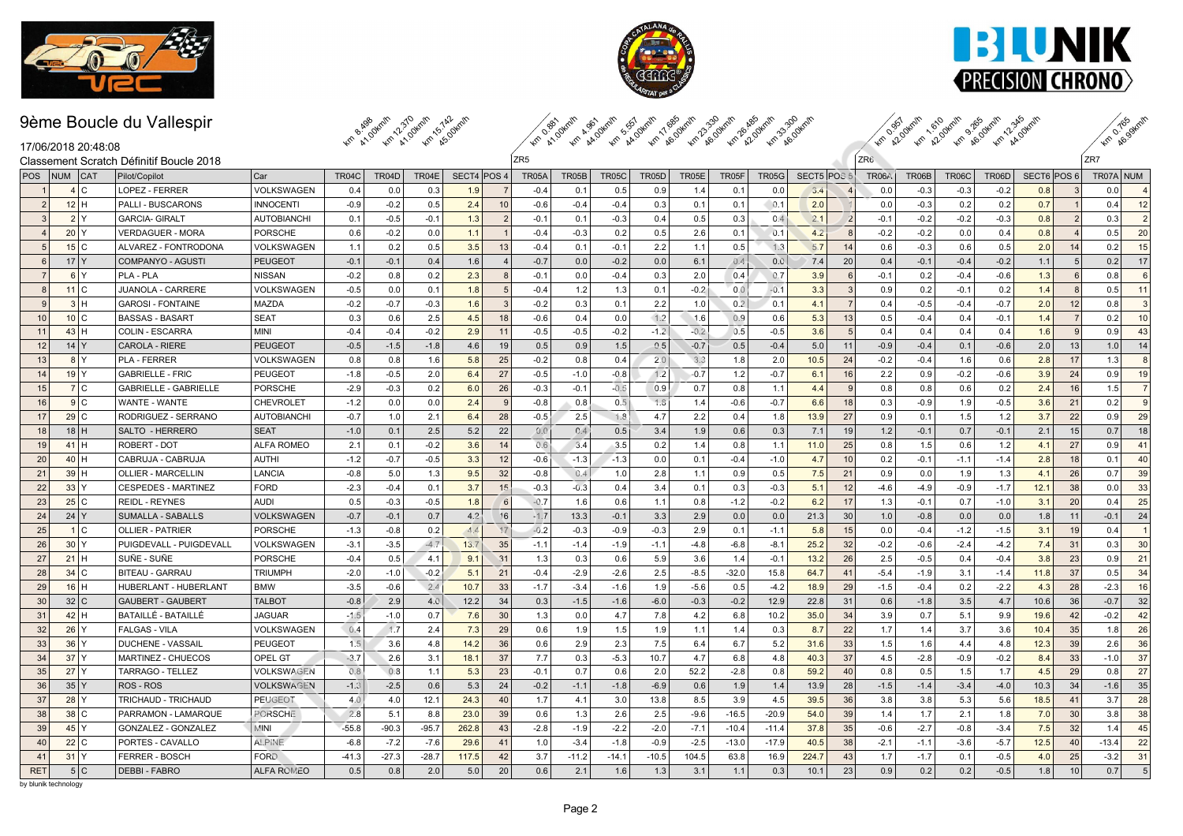# 9ème Boucle du Vallespir

17/06/2018 20:48:08

Classement Scratch Définitif Boucle 2018

| | | | | | km 8.498 41.00km/h | km 12.370 41.00km/h | km 15.742 45.00km/h | | | ZR5 km 0.881 41.00km/h | km 4.961 44.00km/h | km 5.557 44.00km/h | km 17.685 46.00km/h | km 23.330 46.00km/h | km 26.485 42.00km/h | km 33.300 46.00km/h | | | ZR6 km 0.957 42.00km/h | km 1.610 42.00km/h | km 9.265 46.00km/h | km 12.345 44.00km/h | | | ZR7 km 0.765 46.99km/h | |
|---|---|---|---|---|---|---|---|---|---|---|---|---|---|---|---|---|---|---|---|---|---|---|---|---|---|---|
| POS | NUM | CAT | Pilot/Copilot | Car | TR04C | TR04D | TR04E | SECT4 | POS 4 | TR05A | TR05B | TR05C | TR05D | TR05E | TR05F | TR05G | SECT5 | POS 5 | TR06A | TR06B | TR06C | TR06D | SECT6 | POS 6 | TR07A | NUM |
| 1 | 4 | C | LOPEZ - FERRER | VOLKSWAGEN | 0.4 | 0.0 | 0.3 | 1.9 | 7 | -0.4 | 0.1 | 0.5 | 0.9 | 1.4 | 0.1 | 0.0 | 3.4 | 4 | 0.0 | -0.3 | -0.3 | -0.2 | 0.8 | 3 | 0.0 | 4 |
| 2 | 12 | H | PALLI - BUSCARONS | INNOCENTI | -0.9 | -0.2 | 0.5 | 2.4 | 10 | -0.6 | -0.4 | -0.4 | 0.3 | 0.1 | 0.1 | -0.1 | 2.0 | 1 | 0.0 | -0.3 | 0.2 | 0.2 | 0.7 | 1 | 0.4 | 12 |
| 3 | 2 | Y | GARCIA- GIRALT | AUTOBIANCHI | 0.1 | -0.5 | -0.1 | 1.3 | 2 | -0.1 | 0.1 | -0.3 | 0.4 | 0.5 | 0.3 | 0.4 | 2.1 | 2 | -0.1 | -0.2 | -0.2 | -0.3 | 0.8 | 2 | 0.3 | 2 |
| 4 | 20 | Y | VERDAGUER - MORA | PORSCHE | 0.6 | -0.2 | 0.0 | 1.1 | 1 | -0.4 | -0.3 | 0.2 | 0.5 | 2.6 | 0.1 | 0.1 | 4.2 | 8 | -0.2 | -0.2 | 0.0 | 0.4 | 0.8 | 4 | 0.5 | 20 |
| 5 | 15 | C | ALVAREZ - FONTRODONA | VOLKSWAGEN | 1.1 | 0.2 | 0.5 | 3.5 | 13 | -0.4 | 0.1 | -0.1 | 2.2 | 1.1 | 0.5 | 1.3 | 5.7 | 14 | 0.6 | -0.3 | 0.6 | 0.5 | 2.0 | 14 | 0.2 | 15 |
| 6 | 17 | Y | COMPANYO - AGUSTI | PEUGEOT | -0.1 | -0.1 | 0.4 | 1.6 | 4 | -0.7 | 0.0 | -0.2 | 0.0 | 6.1 | 0.4 | 0.0 | 7.4 | 20 | 0.4 | -0.1 | -0.4 | -0.2 | 1.1 | 5 | 0.2 | 17 |
| 7 | 6 | Y | PLA - PLA | NISSAN | -0.2 | 0.8 | 0.2 | 2.3 | 8 | -0.1 | 0.0 | -0.4 | 0.3 | 2.0 | 0.4 | 0.7 | 3.9 | 6 | -0.1 | 0.2 | -0.4 | -0.6 | 1.3 | 6 | 0.8 | 6 |
| 8 | 11 | C | JUANOLA - CARRERE | VOLKSWAGEN | -0.5 | 0.0 | 0.1 | 1.8 | 5 | -0.4 | 1.2 | 1.3 | 0.1 | -0.2 | 0.0 | -0.1 | 3.3 | 3 | 0.9 | 0.2 | -0.1 | 0.2 | 1.4 | 8 | 0.5 | 11 |
| 9 | 3 | H | GAROSI - FONTAINE | MAZDA | -0.2 | -0.7 | -0.3 | 1.6 | 3 | -0.2 | 0.3 | 0.1 | 2.2 | 1.0 | 0.2 | 0.1 | 4.1 | 7 | 0.4 | -0.5 | -0.4 | -0.7 | 2.0 | 12 | 0.8 | 3 |
| 10 | 10 | C | BASSAS - BASART | SEAT | 0.3 | 0.6 | 2.5 | 4.5 | 18 | -0.6 | 0.4 | 0.0 | 1.2 | 1.6 | 0.9 | 0.6 | 5.3 | 13 | 0.5 | -0.4 | 0.4 | -0.1 | 1.4 | 7 | 0.2 | 10 |
| 11 | 43 | H | COLIN - ESCARRA | MINI | -0.4 | -0.4 | -0.2 | 2.9 | 11 | -0.5 | -0.5 | -0.2 | -1.2 | -0.2 | 0.5 | -0.5 | 3.6 | 5 | 0.4 | 0.4 | 0.4 | 0.4 | 1.6 | 9 | 0.9 | 43 |
| 12 | 14 | Y | CAROLA - RIERE | PEUGEOT | -0.5 | -1.5 | -1.8 | 4.6 | 19 | 0.5 | 0.9 | 1.5 | 0.5 | -0.7 | 0.5 | -0.4 | 5.0 | 11 | -0.9 | -0.4 | 0.1 | -0.6 | 2.0 | 13 | 1.0 | 14 |
| 13 | 8 | Y | PLA - FERRER | VOLKSWAGEN | 0.8 | 0.8 | 1.6 | 5.8 | 25 | -0.2 | 0.8 | 0.4 | 2.0 | 3.3 | 1.8 | 2.0 | 10.5 | 24 | -0.2 | -0.4 | 1.6 | 0.6 | 2.8 | 17 | 1.3 | 8 |
| 14 | 19 | Y | GABRIELLE - FRIC | PEUGEOT | -1.8 | -0.5 | 2.0 | 6.4 | 27 | -0.5 | -1.0 | -0.8 | 1.2 | -0.7 | 1.2 | -0.7 | 6.1 | 16 | 2.2 | 0.9 | -0.2 | -0.6 | 3.9 | 24 | 0.9 | 19 |
| 15 | 7 | C | GABRIELLE - GABRIELLE | PORSCHE | -2.9 | -0.3 | 0.2 | 6.0 | 26 | -0.3 | -0.1 | -0.5 | 0.9 | 0.7 | 0.8 | 1.1 | 4.4 | 9 | 0.8 | 0.8 | 0.6 | 0.2 | 2.4 | 16 | 1.5 | 7 |
| 16 | 9 | C | WANTE - WANTE | CHEVROLET | -1.2 | 0.0 | 0.0 | 2.4 | 9 | -0.8 | 0.8 | 0.5 | 1.8 | 1.4 | -0.6 | -0.7 | 6.6 | 18 | 0.3 | -0.9 | 1.9 | -0.5 | 3.6 | 21 | 0.2 | 9 |
| 17 | 29 | C | RODRIGUEZ - SERRANO | AUTOBIANCHI | -0.7 | 1.0 | 2.1 | 6.4 | 28 | -0.5 | 2.5 | 1.8 | 4.7 | 2.2 | 0.4 | 1.8 | 13.9 | 27 | 0.9 | 0.1 | 1.5 | 1.2 | 3.7 | 22 | 0.9 | 29 |
| 18 | 18 | H | SALTO - HERRERO | SEAT | -1.0 | 0.1 | 2.5 | 5.2 | 22 | 0.0 | 0.4 | 0.5 | 3.4 | 1.9 | 0.6 | 0.3 | 7.1 | 19 | 1.2 | -0.1 | 0.7 | -0.1 | 2.1 | 15 | 0.7 | 18 |
| 19 | 41 | H | ROBERT - DOT | ALFA ROMEO | 2.1 | 0.1 | -0.2 | 3.6 | 14 | 0.6 | 3.4 | 3.5 | 0.2 | 1.4 | 0.8 | 1.1 | 11.0 | 25 | 0.8 | 1.5 | 0.6 | 1.2 | 4.1 | 27 | 0.9 | 41 |
| 20 | 40 | H | CABRUJA - CABRUJA | AUTHI | -1.2 | -0.7 | -0.5 | 3.3 | 12 | -0.6 | -1.3 | -1.3 | 0.0 | 0.1 | -0.4 | -1.0 | 4.7 | 10 | 0.2 | -0.1 | -1.1 | -1.4 | 2.8 | 18 | 0.1 | 40 |
| 21 | 39 | H | OLLIER - MARCELLIN | LANCIA | -0.8 | 5.0 | 1.3 | 9.5 | 32 | -0.8 | 0.4 | 1.0 | 2.8 | 1.1 | 0.9 | 0.5 | 7.5 | 21 | 0.9 | 0.0 | 1.9 | 1.3 | 4.1 | 26 | 0.7 | 39 |
| 22 | 33 | Y | CESPEDES - MARTINEZ | FORD | -2.3 | -0.4 | 0.1 | 3.7 | 15 | -0.3 | -0.3 | 0.4 | 3.4 | 0.1 | 0.3 | -0.3 | 5.1 | 12 | -4.6 | -4.9 | -0.9 | -1.7 | 12.1 | 38 | 0.0 | 33 |
| 23 | 25 | C | REIDL - REYNES | AUDI | 0.5 | -0.3 | -0.5 | 1.8 | 6 | -0.7 | 1.6 | 0.6 | 1.1 | 0.8 | -1.2 | -0.2 | 6.2 | 17 | 1.3 | -0.1 | 0.7 | -1.0 | 3.1 | 20 | 0.4 | 25 |
| 24 | 24 | Y | SUMALLA - SABALLS | VOLKSWAGEN | -0.7 | -0.1 | 0.7 | 4.2 | 16 | -1.7 | 13.3 | -0.1 | 3.3 | 2.9 | 0.0 | 0.0 | 21.3 | 30 | 1.0 | -0.8 | 0.0 | 0.0 | 1.8 | 11 | -0.1 | 24 |
| 25 | 1 | C | OLLIER - PATRIER | PORSCHE | -1.3 | -0.8 | 0.2 | 4.4 | 17 | -0.2 | -0.3 | -0.9 | -0.3 | 2.9 | 0.1 | -1.1 | 5.8 | 15 | 0.0 | -0.4 | -1.2 | -1.5 | 3.1 | 19 | 0.4 | 1 |
| 26 | 30 | Y | PUIGDEVALL - PUIGDEVALL | VOLKSWAGEN | -3.1 | -3.5 | -4.7 | 13.7 | 35 | -1.1 | -1.4 | -1.9 | -1.1 | -4.8 | -6.8 | -8.1 | 25.2 | 32 | -0.2 | -0.6 | -2.4 | -4.2 | 7.4 | 31 | 0.3 | 30 |
| 27 | 21 | H | SUÑE - SUÑE | PORSCHE | -0.4 | 0.5 | 4.1 | 9.1 | 31 | 1.3 | 0.3 | 0.6 | 5.9 | 3.6 | 1.4 | -0.1 | 13.2 | 26 | 2.5 | -0.5 | 0.4 | -0.4 | 3.8 | 23 | 0.9 | 21 |
| 28 | 34 | C | BITEAU - GARRAU | TRIUMPH | -2.0 | -1.0 | -0.2 | 5.1 | 21 | -0.4 | -2.9 | -2.6 | 2.5 | -8.5 | -32.0 | 15.8 | 64.7 | 41 | -5.4 | -1.9 | 3.1 | -1.4 | 11.8 | 37 | 0.5 | 34 |
| 29 | 16 | H | HUBERLANT - HUBERLANT | BMW | -3.5 | -0.6 | 2.4 | 10.7 | 33 | -1.7 | -3.4 | -1.6 | 1.9 | -5.6 | 0.5 | -4.2 | 18.9 | 29 | -1.5 | -0.4 | 0.2 | -2.2 | 4.3 | 28 | -2.3 | 16 |
| 30 | 32 | C | GAUBERT - GAUBERT | TALBOT | -0.8 | 2.9 | 4.0 | 12.2 | 34 | 0.3 | -1.5 | -1.6 | -6.0 | -0.3 | -0.2 | 12.9 | 22.8 | 31 | 0.6 | -1.8 | 3.5 | 4.7 | 10.6 | 36 | -0.7 | 32 |
| 31 | 42 | H | BATAILLÉ - BATAILLÉ | JAGUAR | -1.5 | -1.0 | 0.7 | 7.6 | 30 | 1.3 | 0.0 | 4.7 | 7.8 | 4.2 | 6.8 | 10.2 | 35.0 | 34 | 3.9 | 0.7 | 5.1 | 9.9 | 19.6 | 42 | -0.2 | 42 |
| 32 | 26 | Y | FALGAS - VILA | VOLKSWAGEN | 0.4 | 1.7 | 2.4 | 7.3 | 29 | 0.6 | 1.9 | 1.5 | 1.9 | 1.1 | 1.4 | 0.3 | 8.7 | 22 | 1.7 | 1.4 | 3.7 | 3.6 | 10.4 | 35 | 1.8 | 26 |
| 33 | 36 | Y | DUCHENE - VASSAIL | PEUGEOT | 1.5 | 3.6 | 4.8 | 14.2 | 36 | 0.6 | 2.9 | 2.3 | 7.5 | 6.4 | 6.7 | 5.2 | 31.6 | 33 | 1.5 | 1.6 | 4.4 | 4.8 | 12.3 | 39 | 2.6 | 36 |
| 34 | 37 | Y | MARTINEZ - CHUECOS | OPEL GT | -3.7 | 2.6 | 3.1 | 18.1 | 37 | 7.7 | 0.3 | -5.3 | 10.7 | 4.7 | 6.8 | 4.8 | 40.3 | 37 | 4.5 | -2.8 | -0.9 | -0.2 | 8.4 | 33 | -1.0 | 37 |
| 35 | 27 | Y | TARRAGO - TELLEZ | VOLKSWAGEN | 0.8 | 0.8 | 1.1 | 5.3 | 23 | -0.1 | 0.7 | 0.6 | 2.0 | 52.2 | -2.8 | 0.8 | 59.2 | 40 | 0.8 | 0.5 | 1.5 | 1.7 | 4.5 | 29 | 0.8 | 27 |
| 36 | 35 | Y | ROS - ROS | VOLKSWAGEN | -1.3 | -2.5 | 0.6 | 5.3 | 24 | -0.2 | -1.1 | -1.8 | -6.9 | 0.6 | 1.9 | 1.4 | 13.9 | 28 | -1.5 | -1.4 | -3.4 | -4.0 | 10.3 | 34 | -1.6 | 35 |
| 37 | 28 | Y | TRICHAUD - TRICHAUD | PEUGEOT | 4.0 | 4.0 | 12.1 | 24.3 | 40 | 1.7 | 4.1 | 3.0 | 13.8 | 8.5 | 3.9 | 4.5 | 39.5 | 36 | 3.8 | 3.8 | 5.3 | 5.6 | 18.5 | 41 | 3.7 | 28 |
| 38 | 38 | C | PARRAMON - LAMARQUE | PORSCHE | 2.8 | 5.1 | 8.8 | 23.0 | 39 | 0.6 | 1.3 | 2.6 | 2.5 | -9.6 | -16.5 | -20.9 | 54.0 | 39 | 1.4 | 1.7 | 2.1 | 1.8 | 7.0 | 30 | 3.8 | 38 |
| 39 | 45 | Y | GONZALEZ - GONZALEZ | MINI | -55.8 | -90.3 | -95.7 | 262.8 | 43 | -2.8 | -1.9 | -2.2 | -2.0 | -7.1 | -10.4 | -11.4 | 37.8 | 35 | -0.6 | -2.7 | -0.8 | -3.4 | 7.5 | 32 | 1.4 | 45 |
| 40 | 22 | C | PORTES - CAVALLO | ALPINE | -6.8 | -7.2 | -7.6 | 29.6 | 41 | 1.0 | -3.4 | -1.8 | -0.9 | -2.5 | -13.0 | -17.9 | 40.5 | 38 | -2.1 | -1.1 | -3.6 | -5.7 | 12.5 | 40 | -13.4 | 22 |
| 41 | 31 | Y | FERRER - BOSCH | FORD | -41.3 | -27.3 | -28.7 | 117.5 | 42 | 3.7 | -11.2 | -14.1 | -10.5 | 104.5 | 63.8 | 16.9 | 224.7 | 43 | 1.7 | -1.7 | 0.1 | -0.5 | 4.0 | 25 | -3.2 | 31 |
| RET | 5 | C | DEBBI - FABRO | ALFA ROMEO | 0.5 | 0.8 | 2.0 | 5.0 | 20 | 0.6 | 2.1 | 1.6 | 1.3 | 3.1 | 1.1 | 0.3 | 10.1 | 23 | 0.9 | 0.2 | 0.2 | -0.5 | 1.8 | 10 | 0.7 | 5 |

by blunik technology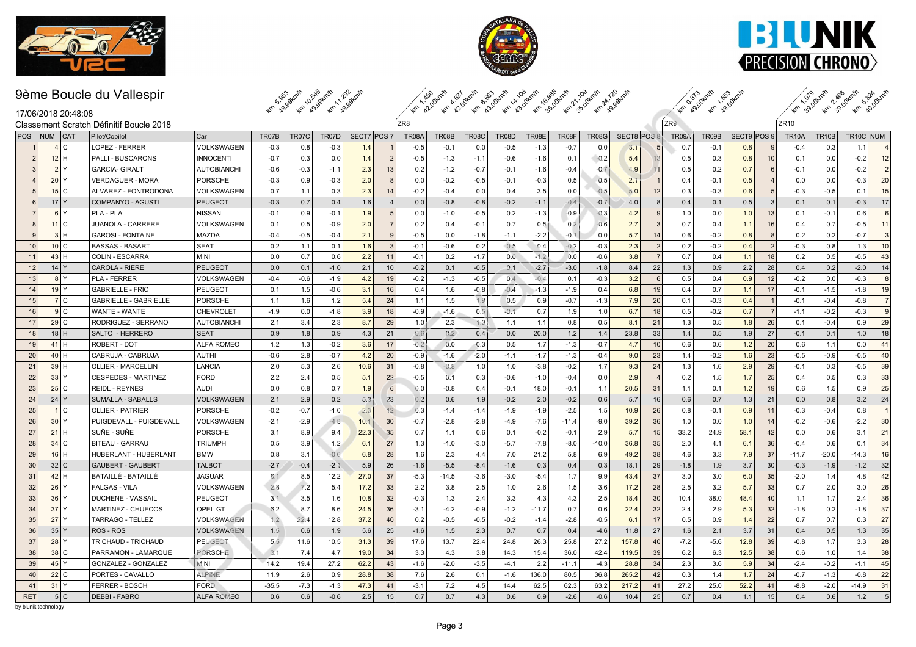# 9ème Boucle du Vallespir

17/06/2018 20:48:08

Classement Scratch Définitif Boucle 2018

| | | | | | km 5.953 49.99km/h | km 10.545 49.99km/h | km 11.292 49.99km/h | | | km 1.450 42.00km/h | km 4.637 42.00km/h | km 8.663 43.00km/h | km 14.106 43.00km/h | km 16.985 35.00km/h | km 21.109 35.00km/h | km 24.720 49.99km/h | | | km 0.873 49.00km/h | km 1.653 49.00km/h | | | km 1.079 39.00km/h | km 2.466 39.00km/h | km 5.824 40.00km/h | |
|---|---|---|---|---|---|---|---|---|---|---|---|---|---|---|---|---|---|---|---|---|---|---|---|---|---|---|
| | | | | | | | | | | ZR8 | | | | | | | | | ZR9 | | | | ZR10 | | | |
| POS | NUM | CAT | Pilot/Copilot | Car | TR07B | TR07C | TR07D | SECT7 | POS 7 | TR08A | TR08B | TR08C | TR08D | TR08E | TR08F | TR08G | SECT8 | POS 8 | TR09A | TR09B | SECT9 | POS 9 | TR10A | TR10B | TR10C | NUM |
| 1 | 4 | C | LOPEZ - FERRER | VOLKSWAGEN | -0.3 | 0.8 | -0.3 | 1.4 | 1 | -0.5 | -0.1 | 0.0 | -0.5 | -1.3 | -0.7 | 0.0 | 3.1 | 5 | 0.7 | -0.1 | 0.8 | 9 | -0.4 | 0.3 | 1.1 | 4 |
| 2 | 12 | H | PALLI - BUSCARONS | INNOCENTI | -0.7 | 0.3 | 0.0 | 1.4 | 2 | -0.5 | -1.3 | -1.1 | -0.6 | -1.6 | 0.1 | -0.2 | 5.4 | 13 | 0.5 | 0.3 | 0.8 | 10 | 0.1 | 0.0 | -0.2 | 12 |
| 3 | 2 | Y | GARCIA- GIRALT | AUTOBIANCHI | -0.6 | -0.3 | -1.1 | 2.3 | 13 | 0.2 | -1.2 | -0.7 | -0.1 | -1.6 | -0.4 | -0.7 | 4.9 | 11 | 0.5 | 0.2 | 0.7 | 6 | -0.1 | 0.0 | -0.2 | 2 |
| 4 | 20 | Y | VERDAGUER - MORA | PORSCHE | -0.3 | 0.9 | -0.3 | 2.0 | 8 | 0.0 | -0.2 | -0.5 | -0.1 | -0.3 | 0.5 | 0.5 | 2.1 | 1 | 0.4 | -0.1 | 0.5 | 4 | 0.0 | 0.0 | -0.3 | 20 |
| 5 | 15 | C | ALVAREZ - FONTRODONA | VOLKSWAGEN | 0.7 | 1.1 | 0.3 | 2.3 | 14 | -0.2 | -0.4 | 0.0 | 0.4 | 3.5 | 0.0 | -0.5 | 5.0 | 12 | 0.3 | -0.3 | 0.6 | 5 | -0.3 | -0.5 | 0.1 | 15 |
| 6 | 17 | Y | COMPANYO - AGUSTI | PEUGEOT | -0.3 | 0.7 | 0.4 | 1.6 | 4 | 0.0 | -0.8 | -0.8 | -0.2 | -1.1 | -0.4 | -0.7 | 4.0 | 8 | 0.4 | 0.1 | 0.5 | 3 | 0.1 | 0.1 | -0.3 | 17 |
| 7 | 6 | Y | PLA - PLA | NISSAN | -0.1 | 0.9 | -0.1 | 1.9 | 5 | 0.0 | -1.0 | -0.5 | 0.2 | -1.3 | -0.9 | -0.3 | 4.2 | 9 | 1.0 | 0.0 | 1.0 | 13 | 0.1 | -0.1 | 0.6 | 6 |
| 8 | 11 | C | JUANOLA - CARRERE | VOLKSWAGEN | 0.1 | 0.5 | -0.9 | 2.0 | 7 | 0.2 | 0.4 | -0.1 | 0.7 | 0.5 | 0.2 | -0.6 | 2.7 | 3 | 0.7 | 0.4 | 1.1 | 16 | 0.4 | 0.7 | -0.5 | 11 |
| 9 | 3 | H | GAROSI - FONTAINE | MAZDA | -0.4 | -0.5 | -0.4 | 2.1 | 9 | -0.5 | 0.0 | -1.8 | -1.1 | -2.2 | -0.1 | 0.0 | 5.7 | 14 | 0.6 | -0.2 | 0.8 | 8 | 0.2 | 0.2 | -0.7 | 3 |
| 10 | 10 | C | BASSAS - BASART | SEAT | 0.2 | 1.1 | 0.1 | 1.6 | 3 | -0.1 | -0.6 | 0.2 | 0.5 | 0.4 | -0.2 | -0.3 | 2.3 | 2 | 0.2 | -0.2 | 0.4 | 2 | -0.3 | 0.8 | 1.3 | 10 |
| 11 | 43 | H | COLIN - ESCARRA | MINI | 0.0 | 0.7 | 0.6 | 2.2 | 11 | -0.1 | 0.2 | -1.7 | 0.0 | -1.2 | 0.0 | -0.6 | 3.8 | 7 | 0.7 | 0.4 | 1.1 | 18 | 0.2 | 0.5 | -0.5 | 43 |
| 12 | 14 | Y | CAROLA - RIERE | PEUGEOT | 0.0 | 0.1 | -1.0 | 2.1 | 10 | -0.2 | 0.1 | -0.5 | 0.1 | -2.7 | -3.0 | -1.8 | 8.4 | 22 | 1.3 | 0.9 | 2.2 | 28 | 0.4 | 0.2 | -2.0 | 14 |
| 13 | 8 | Y | PLA - FERRER | VOLKSWAGEN | -0.4 | -0.6 | -1.9 | 4.2 | 19 | -0.2 | -1.3 | -0.5 | 0.4 | -0.4 | 0.1 | -0.3 | 3.2 | 6 | 0.5 | 0.4 | 0.9 | 12 | -0.2 | 0.0 | -0.3 | 8 |
| 14 | 19 | Y | GABRIELLE - FRIC | PEUGEOT | 0.1 | 1.5 | -0.6 | 3.1 | 16 | 0.4 | 1.6 | -0.8 | -0.4 | -1.3 | -1.9 | 0.4 | 6.8 | 19 | 0.4 | 0.7 | 1.1 | 17 | -0.1 | -1.5 | -1.8 | 19 |
| 15 | 7 | C | GABRIELLE - GABRIELLE | PORSCHE | 1.1 | 1.6 | 1.2 | 5.4 | 24 | 1.1 | 1.5 | 1.9 | 0.5 | 0.9 | -0.7 | -1.3 | 7.9 | 20 | 0.1 | -0.3 | 0.4 | 1 | -0.1 | -0.4 | -0.8 | 7 |
| 16 | 9 | C | WANTE - WANTE | CHEVROLET | -1.9 | 0.0 | -1.8 | 3.9 | 18 | -0.9 | -1.6 | 0.5 | -0.1 | 0.7 | 1.9 | 1.0 | 6.7 | 18 | 0.5 | -0.2 | 0.7 | 7 | -1.1 | -0.2 | -0.3 | 9 |
| 17 | 29 | C | RODRIGUEZ - SERRANO | AUTOBIANCHI | 2.1 | 3.4 | 2.3 | 8.7 | 29 | 1.0 | 2.3 | 1.3 | 1.1 | 1.1 | 0.8 | 0.5 | 8.1 | 21 | 1.3 | 0.5 | 1.8 | 26 | 0.1 | -0.4 | 0.9 | 29 |
| 18 | 18 | H | SALTO - HERRERO | SEAT | 0.9 | 1.8 | 0.9 | 4.3 | 21 | 0.6 | 0.2 | 0.4 | 0.0 | 20.0 | 1.2 | 1.4 | 23.8 | 33 | 1.4 | 0.5 | 1.9 | 27 | -0.1 | 0.1 | 1.0 | 18 |
| 19 | 41 | H | ROBERT - DOT | ALFA ROMEO | 1.2 | 1.3 | -0.2 | 3.6 | 17 | -0.2 | 0.0 | 0.3 | 0.5 | 1.7 | -1.3 | -0.7 | 4.7 | 10 | 0.6 | 0.6 | 1.2 | 20 | 0.6 | 1.1 | 0.0 | 41 |
| 20 | 40 | H | CABRUJA - CABRUJA | AUTHI | -0.6 | 2.8 | -0.7 | 4.2 | 20 | -0.9 | -1.6 | -2.0 | -1.1 | -1.7 | -1.3 | -0.4 | 9.0 | 23 | 1.4 | -0.2 | 1.6 | 23 | -0.5 | -0.9 | -0.5 | 40 |
| 21 | 39 | H | OLLIER - MARCELLIN | LANCIA | 2.0 | 5.3 | 2.6 | 10.6 | 31 | -0.8 | -0.8 | 1.0 | 1.0 | -3.8 | -0.2 | 1.7 | 9.3 | 24 | 1.3 | 1.6 | 2.9 | 29 | -0.1 | 0.3 | -0.5 | 39 |
| 22 | 33 | Y | CESPEDES - MARTINEZ | FORD | 2.2 | 2.4 | 0.5 | 5.1 | 22 | -0.5 | 0.1 | 0.3 | -0.6 | -1.0 | -0.4 | 0.0 | 2.9 | 4 | 0.2 | 1.5 | 1.7 | 25 | 0.4 | 0.5 | 0.3 | 33 |
| 23 | 25 | C | REIDL - REYNES | AUDI | 0.0 | 0.8 | 0.7 | 1.9 | 6 | 0.0 | -0.8 | 0.4 | -0.1 | 18.0 | -0.1 | 1.1 | 20.5 | 31 | 1.1 | 0.1 | 1.2 | 19 | 0.6 | 1.5 | 0.9 | 25 |
| 24 | 24 | Y | SUMALLA - SABALLS | VOLKSWAGEN | 2.1 | 2.9 | 0.2 | 5.2 | 23 | 0.2 | 0.6 | 1.9 | -0.2 | 2.0 | -0.2 | 0.6 | 5.7 | 16 | 0.6 | 0.7 | 1.3 | 21 | 0.0 | 0.8 | 3.2 | 24 |
| 25 | 1 | C | OLLIER - PATRIER | PORSCHE | -0.2 | -0.7 | -1.0 | 2.0 | 12 | 0.3 | -1.4 | -1.4 | -1.9 | -1.9 | -2.5 | 1.5 | 10.9 | 26 | 0.8 | -0.1 | 0.9 | 11 | -0.3 | -0.4 | 0.8 | 1 |
| 26 | 30 | Y | PUIGDEVALL - PUIGDEVALL | VOLKSWAGEN | -2.1 | -2.9 | -4.8 | 10.1 | 30 | -0.7 | -2.8 | -2.8 | -4.9 | -7.6 | -11.4 | -9.0 | 39.2 | 36 | 1.0 | 0.0 | 1.0 | 14 | -0.2 | -0.6 | -2.2 | 30 |
| 27 | 21 | H | SUÑE - SUÑE | PORSCHE | 3.1 | 8.9 | 9.4 | 22.3 | 35 | 0.7 | 1.1 | 0.6 | 0.1 | -0.2 | -0.1 | 2.9 | 5.7 | 15 | 33.2 | 24.9 | 58.1 | 42 | 0.0 | 0.6 | 3.1 | 21 |
| 28 | 34 | C | BITEAU - GARRAU | TRIUMPH | 0.5 | 3.9 | 1.2 | 6.1 | 27 | 1.3 | -1.0 | -3.0 | -5.7 | -7.8 | -8.0 | -10.0 | 36.8 | 35 | 2.0 | 4.1 | 6.1 | 36 | -0.4 | 0.6 | 0.1 | 34 |
| 29 | 16 | H | HUBERLANT - HUBERLANT | BMW | 0.8 | 3.1 | -0.6 | 6.8 | 28 | 1.6 | 2.3 | 4.4 | 7.0 | 21.2 | 5.8 | 6.9 | 49.2 | 38 | 4.6 | 3.3 | 7.9 | 37 | -11.7 | -20.0 | -14.3 | 16 |
| 30 | 32 | C | GAUBERT - GAUBERT | TALBOT | -2.7 | -0.4 | -2.1 | 5.9 | 26 | -1.6 | -5.5 | -8.4 | -1.6 | 0.3 | 0.4 | 0.3 | 18.1 | 29 | -1.8 | 1.9 | 3.7 | 30 | -0.3 | -1.9 | -1.2 | 32 |
| 31 | 42 | H | BATAILLÉ - BATAILLÉ | JAGUAR | 6.1 | 8.5 | 12.2 | 27.0 | 37 | -5.3 | -14.5 | -3.6 | -3.0 | -5.4 | 1.7 | 9.9 | 43.4 | 37 | 3.0 | 3.0 | 6.0 | 35 | -2.0 | 1.4 | 4.8 | 42 |
| 32 | 26 | Y | FALGAS - VILA | VOLKSWAGEN | 2.8 | 7.2 | 5.4 | 17.2 | 33 | 2.2 | 3.8 | 2.5 | 1.0 | 2.6 | 1.5 | 3.6 | 17.2 | 28 | 2.5 | 3.2 | 5.7 | 33 | 0.7 | 2.0 | 3.0 | 26 |
| 33 | 36 | Y | DUCHENE - VASSAIL | PEUGEOT | 3.1 | 3.5 | 1.6 | 10.8 | 32 | -0.3 | 1.3 | 2.4 | 3.3 | 4.3 | 4.3 | 2.5 | 18.4 | 30 | 10.4 | 38.0 | 48.4 | 40 | 1.1 | 1.7 | 2.4 | 36 |
| 34 | 37 | Y | MARTINEZ - CHUECOS | OPEL GT | 8.2 | 8.7 | 8.6 | 24.5 | 36 | -3.1 | -4.2 | -0.9 | -1.2 | -11.7 | 0.7 | 0.6 | 22.4 | 32 | 2.4 | 2.9 | 5.3 | 32 | -1.8 | 0.2 | -1.8 | 37 |
| 35 | 27 | Y | TARRAGO - TELLEZ | VOLKSWAGEN | 1.2 | 22.4 | 12.8 | 37.2 | 40 | 0.2 | -0.5 | -0.5 | -0.2 | -1.4 | -2.8 | -0.5 | 6.1 | 17 | 0.5 | 0.9 | 1.4 | 22 | 0.7 | 0.7 | 0.3 | 27 |
| 36 | 35 | Y | ROS - ROS | VOLKSWAGEN | 1.5 | 0.6 | 1.9 | 5.6 | 25 | -1.6 | 1.5 | 2.3 | 0.7 | 0.7 | 0.4 | -4.6 | 11.8 | 27 | 1.6 | 2.1 | 3.7 | 31 | 0.4 | 0.5 | 1.3 | 35 |
| 37 | 28 | Y | TRICHAUD - TRICHAUD | PEUGEOT | 5.5 | 11.6 | 10.5 | 31.3 | 39 | 17.6 | 13.7 | 22.4 | 24.8 | 26.3 | 25.8 | 27.2 | 157.8 | 40 | -7.2 | -5.6 | 12.8 | 39 | -0.8 | 1.7 | 3.3 | 28 |
| 38 | 38 | C | PARRAMON - LAMARQUE | PORSCHE | 3.1 | 7.4 | 4.7 | 19.0 | 34 | 3.3 | 4.3 | 3.8 | 14.3 | 15.4 | 36.0 | 42.4 | 119.5 | 39 | 6.2 | 6.3 | 12.5 | 38 | 0.6 | 1.0 | 1.4 | 38 |
| 39 | 45 | Y | GONZALEZ - GONZALEZ | MINI | 14.2 | 19.4 | 27.2 | 62.2 | 43 | -1.6 | -2.0 | -3.5 | -4.1 | 2.2 | -11.1 | -4.3 | 28.8 | 34 | 2.3 | 3.6 | 5.9 | 34 | -2.4 | -0.2 | -1.1 | 45 |
| 40 | 22 | C | PORTES - CAVALLO | ALPINE | 11.9 | 2.6 | 0.9 | 28.8 | 38 | 7.6 | 2.6 | 0.1 | -1.6 | 136.0 | 80.5 | 36.8 | 265.2 | 42 | 0.3 | 1.4 | 1.7 | 24 | -0.7 | -1.3 | -0.8 | 22 |
| 41 | 31 | Y | FERRER - BOSCH | FORD | -35.5 | -7.3 | -1.3 | 47.3 | 41 | -3.1 | 7.2 | 4.5 | 14.4 | 62.5 | 62.3 | 63.2 | 217.2 | 41 | 27.2 | 25.0 | 52.2 | 41 | -8.8 | -2.0 | -14.9 | 31 |
| RET | 5 | C | DEBBI - FABRO | ALFA ROMEO | 0.6 | 0.6 | -0.6 | 2.5 | 15 | 0.7 | 0.7 | 4.3 | 0.6 | 0.9 | -2.6 | -0.6 | 10.4 | 25 | 0.7 | 0.4 | 1.1 | 15 | 0.4 | 0.6 | 1.2 | 5 |

by blunik technology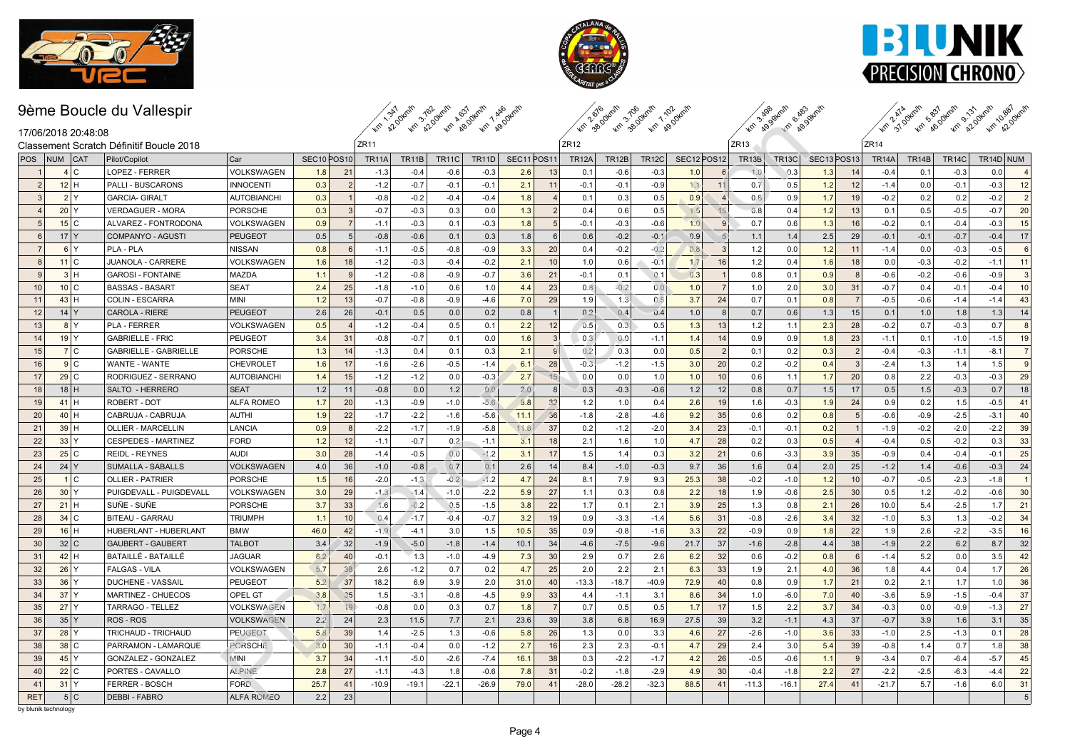# 9ème Boucle du Vallespir

17/06/2018 20:48:08

Classement Scratch Définitif Boucle 2018

| POS | NUM | CAT | Pilot/Copilot | Car | SEC10 | POS10 | ZR11 TR11A km 1.347 42.00km/h | TR11B km 3.762 42.00km/h | TR11C km 4.637 49.00km/h | TR11D km 7.446 49.00km/h | SEC11 | POS11 | ZR12 TR12A km 2.676 38.00km/h | TR12B km 3.706 38.00km/h | TR12C km 7.102 49.00km/h | SEC12 | POS12 | ZR13 TR13B km 3.498 49.99km/h | TR13C km 6.483 49.99km/h | SEC13 | POS13 | ZR14 TR14A km 2.474 37.00km/h | TR14B km 5.837 46.00km/h | TR14C km 9.131 42.00km/h | TR14D km 10.887 42.00km/h | NUM |
|---|---|---|---|---|---|---|---|---|---|---|---|---|---|---|---|---|---|---|---|---|---|---|---|---|---|---|
| 1 | 4 | C | LOPEZ - FERRER | VOLKSWAGEN | 1.8 | 21 | -1.3 | -0.4 | -0.6 | -0.3 | 2.6 | 13 | 0.1 | -0.6 | -0.3 | 1.0 | 6 | 1.0 | 0.3 | 1.3 | 14 | -0.4 | 0.1 | -0.3 | 0.0 | 4 |
| 2 | 12 | H | PALLI - BUSCARONS | INNOCENTI | 0.3 | 2 | -1.2 | -0.7 | -0.1 | -0.1 | 2.1 | 11 | -0.1 | -0.1 | -0.9 | 1.1 | 11 | 0.7 | 0.5 | 1.2 | 12 | -1.4 | 0.0 | -0.1 | -0.3 | 12 |
| 3 | 2 | Y | GARCIA- GIRALT | AUTOBIANCHI | 0.3 | 1 | -0.8 | -0.2 | -0.4 | -0.4 | 1.8 | 4 | 0.1 | 0.3 | 0.5 | 0.9 | 4 | 0.8 | 0.9 | 1.7 | 19 | -0.2 | 0.2 | 0.2 | -0.2 | 2 |
| 4 | 20 | Y | VERDAGUER - MORA | PORSCHE | 0.3 | 3 | -0.7 | -0.3 | 0.3 | 0.0 | 1.3 | 2 | 0.4 | 0.6 | 0.5 | 1.5 | 15 | 0.8 | 0.4 | 1.2 | 13 | 0.1 | 0.5 | -0.5 | -0.7 | 20 |
| 5 | 15 | C | ALVAREZ - FONTRODONA | VOLKSWAGEN | 0.9 | 7 | -1.1 | -0.3 | 0.1 | -0.3 | 1.8 | 5 | -0.1 | -0.3 | -0.6 | 1.0 | 9 | 0.7 | 0.6 | 1.3 | 16 | -0.2 | 0.1 | -0.4 | -0.3 | 15 |
| 6 | 17 | Y | COMPANYO - AGUSTI | PEUGEOT | 0.5 | 5 | -0.8 | -0.6 | 0.1 | 0.3 | 1.8 | 6 | 0.6 | -0.2 | -0.1 | 0.9 | 5 | 1.1 | 1.4 | 2.5 | 29 | -0.1 | -0.1 | -0.7 | -0.4 | 17 |
| 7 | 6 | Y | PLA - PLA | NISSAN | 0.8 | 6 | -1.1 | -0.5 | -0.8 | -0.9 | 3.3 | 20 | 0.4 | -0.2 | -0.2 | 0.8 | 3 | 1.2 | 0.0 | 1.2 | 11 | -1.4 | 0.0 | -0.3 | -0.5 | 6 |
| 8 | 11 | C | JUANOLA - CARRERE | VOLKSWAGEN | 1.6 | 18 | -1.2 | -0.3 | -0.4 | -0.2 | 2.1 | 10 | 1.0 | 0.6 | -0.1 | 1.7 | 16 | 1.2 | 0.4 | 1.6 | 18 | 0.0 | -0.3 | -0.2 | -1.1 | 11 |
| 9 | 3 | H | GAROSI - FONTAINE | MAZDA | 1.1 | 9 | -1.2 | -0.8 | -0.9 | -0.7 | 3.6 | 21 | -0.1 | 0.1 | 0.1 | 0.3 | 1 | 0.8 | 0.1 | 0.9 | 8 | -0.6 | -0.2 | -0.6 | -0.9 | 3 |
| 10 | 10 | C | BASSAS - BASART | SEAT | 2.4 | 25 | -1.8 | -1.0 | 0.6 | 1.0 | 4.4 | 23 | 0.8 | -0.2 | 0.0 | 1.0 | 7 | 1.0 | 2.0 | 3.0 | 31 | -0.7 | 0.4 | -0.1 | -0.4 | 10 |
| 11 | 43 | H | COLIN - ESCARRA | MINI | 1.2 | 13 | -0.7 | -0.8 | -0.9 | -4.6 | 7.0 | 29 | 1.9 | 1.3 | 0.5 | 3.7 | 24 | 0.7 | 0.1 | 0.8 | 7 | -0.5 | -0.6 | -1.4 | -1.4 | 43 |
| 12 | 14 | Y | CAROLA - RIERE | PEUGEOT | 2.6 | 26 | -0.1 | 0.5 | 0.0 | 0.2 | 0.8 | 1 | 0.2 | 0.4 | 0.4 | 1.0 | 8 | 0.7 | 0.6 | 1.3 | 15 | 0.1 | 1.0 | 1.8 | 1.3 | 14 |
| 13 | 8 | Y | PLA - FERRER | VOLKSWAGEN | 0.5 | 4 | -1.2 | -0.4 | 0.5 | 0.1 | 2.2 | 12 | 0.5 | 0.3 | 0.5 | 1.3 | 13 | 1.2 | 1.1 | 2.3 | 28 | -0.2 | 0.7 | -0.3 | 0.7 | 8 |
| 14 | 19 | Y | GABRIELLE - FRIC | PEUGEOT | 3.4 | 31 | -0.8 | -0.7 | 0.1 | 0.0 | 1.6 | 3 | 0.3 | 0.0 | -1.1 | 1.4 | 14 | 0.9 | 0.9 | 1.8 | 23 | -1.1 | 0.1 | -1.0 | -1.5 | 19 |
| 15 | 7 | C | GABRIELLE - GABRIELLE | PORSCHE | 1.3 | 14 | -1.3 | 0.4 | 0.1 | 0.3 | 2.1 | 9 | 0.2 | 0.3 | 0.0 | 0.5 | 2 | 0.1 | 0.2 | 0.3 | 2 | -0.4 | -0.3 | -1.1 | -8.1 | 7 |
| 16 | 9 | C | WANTE - WANTE | CHEVROLET | 1.6 | 17 | -1.6 | -2.6 | -0.5 | -1.4 | 6.1 | 28 | -0.3 | -1.2 | -1.5 | 3.0 | 20 | 0.2 | -0.2 | 0.4 | 3 | -2.4 | 1.3 | 1.4 | 1.5 | 9 |
| 17 | 29 | C | RODRIGUEZ - SERRANO | AUTOBIANCHI | 1.4 | 15 | -1.2 | -1.2 | 0.0 | -0.3 | 2.7 | 15 | 0.0 | 0.0 | 1.0 | 1.0 | 10 | 0.6 | 1.1 | 1.7 | 20 | 0.8 | 2.2 | -0.3 | -0.3 | 29 |
| 18 | 18 | H | SALTO - HERRERO | SEAT | 1.2 | 11 | -0.8 | 0.0 | 1.2 | 0.0 | 2.0 | 8 | 0.3 | -0.3 | -0.6 | 1.2 | 12 | 0.8 | 0.7 | 1.5 | 17 | 0.5 | 1.5 | -0.3 | 0.7 | 18 |
| 19 | 41 | H | ROBERT - DOT | ALFA ROMEO | 1.7 | 20 | -1.3 | -0.9 | -1.0 | -5.6 | 8.8 | 32 | 1.2 | 1.0 | 0.4 | 2.6 | 19 | 1.6 | -0.3 | 1.9 | 24 | 0.9 | 0.2 | 1.5 | -0.5 | 41 |
| 20 | 40 | H | CABRUJA - CABRUJA | AUTHI | 1.9 | 22 | -1.7 | -2.2 | -1.6 | -5.6 | 11.1 | 36 | -1.8 | -2.8 | -4.6 | 9.2 | 35 | 0.6 | 0.2 | 0.8 | 5 | -0.6 | -0.9 | -2.5 | -3.1 | 40 |
| 21 | 39 | H | OLLIER - MARCELLIN | LANCIA | 0.9 | 8 | -2.2 | -1.7 | -1.9 | -5.8 | 11.6 | 37 | 0.2 | -1.2 | -2.0 | 3.4 | 23 | -0.1 | -0.1 | 0.2 | 1 | -1.9 | -0.2 | -2.0 | -2.2 | 39 |
| 22 | 33 | Y | CESPEDES - MARTINEZ | FORD | 1.2 | 12 | -1.1 | -0.7 | 0.2 | -1.1 | 3.1 | 18 | 2.1 | 1.6 | 1.0 | 4.7 | 28 | 0.2 | 0.3 | 0.5 | 4 | -0.4 | 0.5 | -0.2 | 0.3 | 33 |
| 23 | 25 | C | REIDL - REYNES | AUDI | 3.0 | 28 | -1.4 | -0.5 | 0.0 | -1.2 | 3.1 | 17 | 1.5 | 1.4 | 0.3 | 3.2 | 21 | 0.6 | -3.3 | 3.9 | 35 | -0.9 | 0.4 | -0.4 | -0.1 | 25 |
| 24 | 24 | Y | SUMALLA - SABALLS | VOLKSWAGEN | 4.0 | 36 | -1.0 | -0.8 | 0.7 | 0.1 | 2.6 | 14 | 8.4 | -1.0 | -0.3 | 9.7 | 36 | 1.6 | 0.4 | 2.0 | 25 | -1.2 | 1.4 | -0.6 | -0.3 | 24 |
| 25 | 1 | C | OLLIER - PATRIER | PORSCHE | 1.5 | 16 | -2.0 | -1.3 | -0.2 | -1.2 | 4.7 | 24 | 8.1 | 7.9 | 9.3 | 25.3 | 38 | -0.2 | -1.0 | 1.2 | 10 | -0.7 | -0.5 | -2.3 | -1.8 | 1 |
| 26 | 30 | Y | PUIGDEVALL - PUIGDEVALL | VOLKSWAGEN | 3.0 | 29 | -1.3 | -1.4 | -1.0 | -2.2 | 5.9 | 27 | 1.1 | 0.3 | 0.8 | 2.2 | 18 | 1.9 | -0.6 | 2.5 | 30 | 0.5 | 1.2 | -0.2 | -0.6 | 30 |
| 27 | 21 | H | SUÑE - SUÑE | PORSCHE | 3.7 | 33 | 1.6 | -0.2 | 0.5 | -1.5 | 3.8 | 22 | 1.7 | 0.1 | 2.1 | 3.9 | 25 | 1.3 | 0.8 | 2.1 | 26 | 10.0 | 5.4 | -2.5 | 1.7 | 21 |
| 28 | 34 | C | BITEAU - GARRAU | TRIUMPH | 1.1 | 10 | 0.4 | -1.7 | -0.4 | -0.7 | 3.2 | 19 | 0.9 | -3.3 | -1.4 | 5.6 | 31 | -0.8 | -2.6 | 3.4 | 32 | -1.0 | 5.3 | 1.3 | -0.2 | 34 |
| 29 | 16 | H | HUBERLANT - HUBERLANT | BMW | 46.0 | 42 | -1.9 | -4.1 | 3.0 | 1.5 | 10.5 | 35 | 0.9 | -0.8 | -1.6 | 3.3 | 22 | -0.9 | 0.9 | 1.8 | 22 | 1.9 | 2.6 | -2.2 | -3.5 | 16 |
| 30 | 32 | C | GAUBERT - GAUBERT | TALBOT | 3.4 | 32 | -1.9 | -5.0 | -1.8 | -1.4 | 10.1 | 34 | -4.6 | -7.5 | -9.6 | 21.7 | 37 | -1.6 | -2.8 | 4.4 | 38 | -1.9 | 2.2 | 6.2 | 8.7 | 32 |
| 31 | 42 | H | BATAILLÉ - BATAILLÉ | JAGUAR | 6.2 | 40 | -0.1 | 1.3 | -1.0 | -4.9 | 7.3 | 30 | 2.9 | 0.7 | 2.6 | 6.2 | 32 | 0.6 | -0.2 | 0.8 | 6 | -1.4 | 5.2 | 0.0 | 3.5 | 42 |
| 32 | 26 | Y | FALGAS - VILA | VOLKSWAGEN | 5.7 | 38 | 2.6 | -1.2 | 0.7 | 0.2 | 4.7 | 25 | 2.0 | 2.2 | 2.1 | 6.3 | 33 | 1.9 | 2.1 | 4.0 | 36 | 1.8 | 4.4 | 0.4 | 1.7 | 26 |
| 33 | 36 | Y | DUCHENE - VASSAIL | PEUGEOT | 5.2 | 37 | 18.2 | 6.9 | 3.9 | 2.0 | 31.0 | 40 | -13.3 | -18.7 | -40.9 | 72.9 | 40 | 0.8 | 0.9 | 1.7 | 21 | 0.2 | 2.1 | 1.7 | 1.0 | 36 |
| 34 | 37 | Y | MARTINEZ - CHUECOS | OPEL GT | 3.8 | 35 | 1.5 | -3.1 | -0.8 | -4.5 | 9.9 | 33 | 4.4 | -1.1 | 3.1 | 8.6 | 34 | 1.0 | -6.0 | 7.0 | 40 | -3.6 | 5.9 | -1.5 | -0.4 | 37 |
| 35 | 27 | Y | TARRAGO - TELLEZ | VOLKSWAGEN | 1.7 | 19 | -0.8 | 0.0 | 0.3 | 0.7 | 1.8 | 7 | 0.7 | 0.5 | 0.5 | 1.7 | 17 | 1.5 | 2.2 | 3.7 | 34 | -0.3 | 0.0 | -0.9 | -1.3 | 27 |
| 36 | 35 | Y | ROS - ROS | VOLKSWAGEN | 2.2 | 24 | 2.3 | 11.5 | 7.7 | 2.1 | 23.6 | 39 | 3.8 | 6.8 | 16.9 | 27.5 | 39 | 3.2 | -1.1 | 4.3 | 37 | -0.7 | 3.9 | 1.6 | 3.1 | 35 |
| 37 | 28 | Y | TRICHAUD - TRICHAUD | PEUGEOT | 5.8 | 39 | 1.4 | -2.5 | 1.3 | -0.6 | 5.8 | 26 | 1.3 | 0.0 | 3.3 | 4.6 | 27 | -2.6 | -1.0 | 3.6 | 33 | -1.0 | 2.5 | -1.3 | 0.1 | 28 |
| 38 | 38 | C | PARRAMON - LAMARQUE | PORSCHE | 3.0 | 30 | -1.1 | -0.4 | 0.0 | -1.2 | 2.7 | 16 | 2.3 | 2.3 | -0.1 | 4.7 | 29 | 2.4 | 3.0 | 5.4 | 39 | -0.8 | 1.4 | 0.7 | 1.8 | 38 |
| 39 | 45 | Y | GONZALEZ - GONZALEZ | MINI | 3.7 | 34 | -1.1 | -5.0 | -2.6 | -7.4 | 16.1 | 38 | 0.3 | -2.2 | -1.7 | 4.2 | 26 | -0.5 | -0.6 | 1.1 | 9 | -3.4 | 0.7 | -6.4 | -5.7 | 45 |
| 40 | 22 | C | PORTES - CAVALLO | ALPINE | 2.8 | 27 | -1.1 | -4.3 | 1.8 | -0.6 | 7.8 | 31 | -0.2 | -1.8 | -2.9 | 4.9 | 30 | -0.4 | -1.8 | 2.2 | 27 | -2.2 | -2.5 | -6.3 | -4.4 | 22 |
| 41 | 31 | Y | FERRER - BOSCH | FORD | 25.7 | 41 | -10.9 | -19.1 | -22.1 | -26.9 | 79.0 | 41 | -28.0 | -28.2 | -32.3 | 88.5 | 41 | -11.3 | -16.1 | 27.4 | 41 | -21.7 | 5.7 | -1.6 | 6.0 | 31 |
| RET | 5 | C | DEBBI - FABRO | ALFA ROMEO | 2.2 | 23 | | | | | | | | | | | | | | | | | | | | 5 |

by blunik technology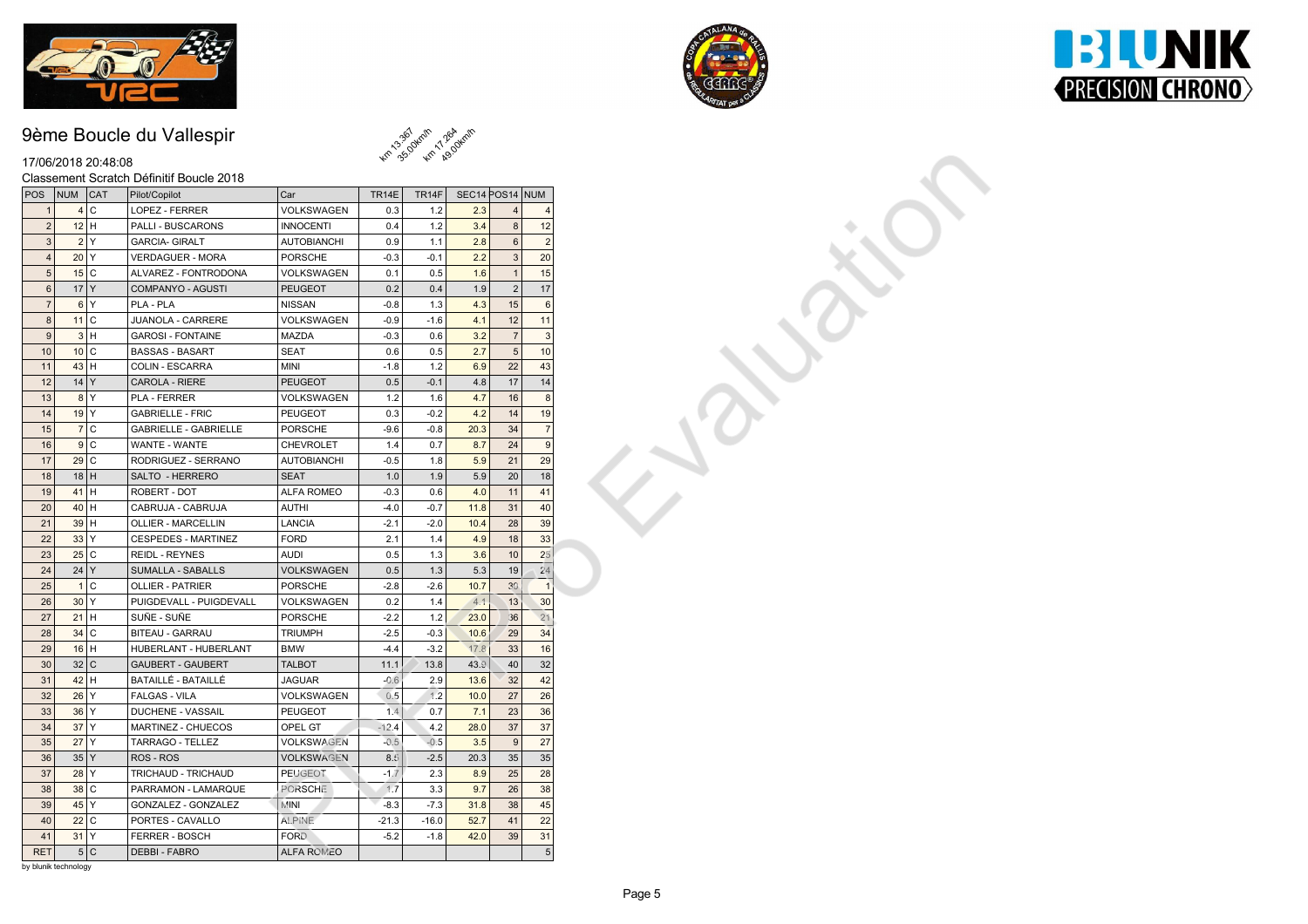# 9ème Boucle du Vallespir

17/06/2018 20:48:08

Classement Scratch Définitif Boucle 2018

km 13.367 35.00km/h — km 17.264 49.00km/h

| POS | NUM | CAT | Pilot/Copilot | Car | TR14E | TR14F | SEC14 | POS14 | NUM |
|---|---|---|---|---|---|---|---|---|---|
| 1 | 4 | C | LOPEZ - FERRER | VOLKSWAGEN | 0.3 | 1.2 | 2.3 | 4 | 4 |
| 2 | 12 | H | PALLI - BUSCARONS | INNOCENTI | 0.4 | 1.2 | 3.4 | 8 | 12 |
| 3 | 2 | Y | GARCIA- GIRALT | AUTOBIANCHI | 0.9 | 1.1 | 2.8 | 6 | 2 |
| 4 | 20 | Y | VERDAGUER - MORA | PORSCHE | -0.3 | -0.1 | 2.2 | 3 | 20 |
| 5 | 15 | C | ALVAREZ - FONTRODONA | VOLKSWAGEN | 0.1 | 0.5 | 1.6 | 1 | 15 |
| 6 | 17 | Y | COMPANYO - AGUSTI | PEUGEOT | 0.2 | 0.4 | 1.9 | 2 | 17 |
| 7 | 6 | Y | PLA - PLA | NISSAN | -0.8 | 1.3 | 4.3 | 15 | 6 |
| 8 | 11 | C | JUANOLA - CARRERE | VOLKSWAGEN | -0.9 | -1.6 | 4.1 | 12 | 11 |
| 9 | 3 | H | GAROSI - FONTAINE | MAZDA | -0.3 | 0.6 | 3.2 | 7 | 3 |
| 10 | 10 | C | BASSAS - BASART | SEAT | 0.6 | 0.5 | 2.7 | 5 | 10 |
| 11 | 43 | H | COLIN - ESCARRA | MINI | -1.8 | 1.2 | 6.9 | 22 | 43 |
| 12 | 14 | Y | CAROLA - RIERE | PEUGEOT | 0.5 | -0.1 | 4.8 | 17 | 14 |
| 13 | 8 | Y | PLA - FERRER | VOLKSWAGEN | 1.2 | 1.6 | 4.7 | 16 | 8 |
| 14 | 19 | Y | GABRIELLE - FRIC | PEUGEOT | 0.3 | -0.2 | 4.2 | 14 | 19 |
| 15 | 7 | C | GABRIELLE - GABRIELLE | PORSCHE | -9.6 | -0.8 | 20.3 | 34 | 7 |
| 16 | 9 | C | WANTE - WANTE | CHEVROLET | 1.4 | 0.7 | 8.7 | 24 | 9 |
| 17 | 29 | C | RODRIGUEZ - SERRANO | AUTOBIANCHI | -0.5 | 1.8 | 5.9 | 21 | 29 |
| 18 | 18 | H | SALTO - HERRERO | SEAT | 1.0 | 1.9 | 5.9 | 20 | 18 |
| 19 | 41 | H | ROBERT - DOT | ALFA ROMEO | -0.3 | 0.6 | 4.0 | 11 | 41 |
| 20 | 40 | H | CABRUJA - CABRUJA | AUTHI | -4.0 | -0.7 | 11.8 | 31 | 40 |
| 21 | 39 | H | OLLIER - MARCELLIN | LANCIA | -2.1 | -2.0 | 10.4 | 28 | 39 |
| 22 | 33 | Y | CESPEDES - MARTINEZ | FORD | 2.1 | 1.4 | 4.9 | 18 | 33 |
| 23 | 25 | C | REIDL - REYNES | AUDI | 0.5 | 1.3 | 3.6 | 10 | 25 |
| 24 | 24 | Y | SUMALLA - SABALLS | VOLKSWAGEN | 0.5 | 1.3 | 5.3 | 19 | 24 |
| 25 | 1 | C | OLLIER - PATRIER | PORSCHE | -2.8 | -2.6 | 10.7 | 30 | 1 |
| 26 | 30 | Y | PUIGDEVALL - PUIGDEVALL | VOLKSWAGEN | 0.2 | 1.4 | 4.1 | 13 | 30 |
| 27 | 21 | H | SUÑE - SUÑE | PORSCHE | -2.2 | 1.2 | 23.0 | 36 | 21 |
| 28 | 34 | C | BITEAU - GARRAU | TRIUMPH | -2.5 | -0.3 | 10.6 | 29 | 34 |
| 29 | 16 | H | HUBERLANT - HUBERLANT | BMW | -4.4 | -3.2 | 17.8 | 33 | 16 |
| 30 | 32 | C | GAUBERT - GAUBERT | TALBOT | 11.1 | 13.8 | 43.0 | 40 | 32 |
| 31 | 42 | H | BATAILLÉ - BATAILLÉ | JAGUAR | -0.6 | 2.9 | 13.6 | 32 | 42 |
| 32 | 26 | Y | FALGAS - VILA | VOLKSWAGEN | 0.5 | 1.2 | 10.0 | 27 | 26 |
| 33 | 36 | Y | DUCHENE - VASSAIL | PEUGEOT | 1.4 | 0.7 | 7.1 | 23 | 36 |
| 34 | 37 | Y | MARTINEZ - CHUECOS | OPEL GT | -12.4 | 4.2 | 28.0 | 37 | 37 |
| 35 | 27 | Y | TARRAGO - TELLEZ | VOLKSWAGEN | -0.5 | -0.5 | 3.5 | 9 | 27 |
| 36 | 35 | Y | ROS - ROS | VOLKSWAGEN | 8.5 | -2.5 | 20.3 | 35 | 35 |
| 37 | 28 | Y | TRICHAUD - TRICHAUD | PEUGEOT | -1.7 | 2.3 | 8.9 | 25 | 28 |
| 38 | 38 | C | PARRAMON - LAMARQUE | PORSCHE | 1.7 | 3.3 | 9.7 | 26 | 38 |
| 39 | 45 | Y | GONZALEZ - GONZALEZ | MINI | -8.3 | -7.3 | 31.8 | 38 | 45 |
| 40 | 22 | C | PORTES - CAVALLO | ALPINE | -21.3 | -16.0 | 52.7 | 41 | 22 |
| 41 | 31 | Y | FERRER - BOSCH | FORD | -5.2 | -1.8 | 42.0 | 39 | 31 |
| RET | 5 | C | DEBBI - FABRO | ALFA ROMEO | | | | | 5 |

by blunik technology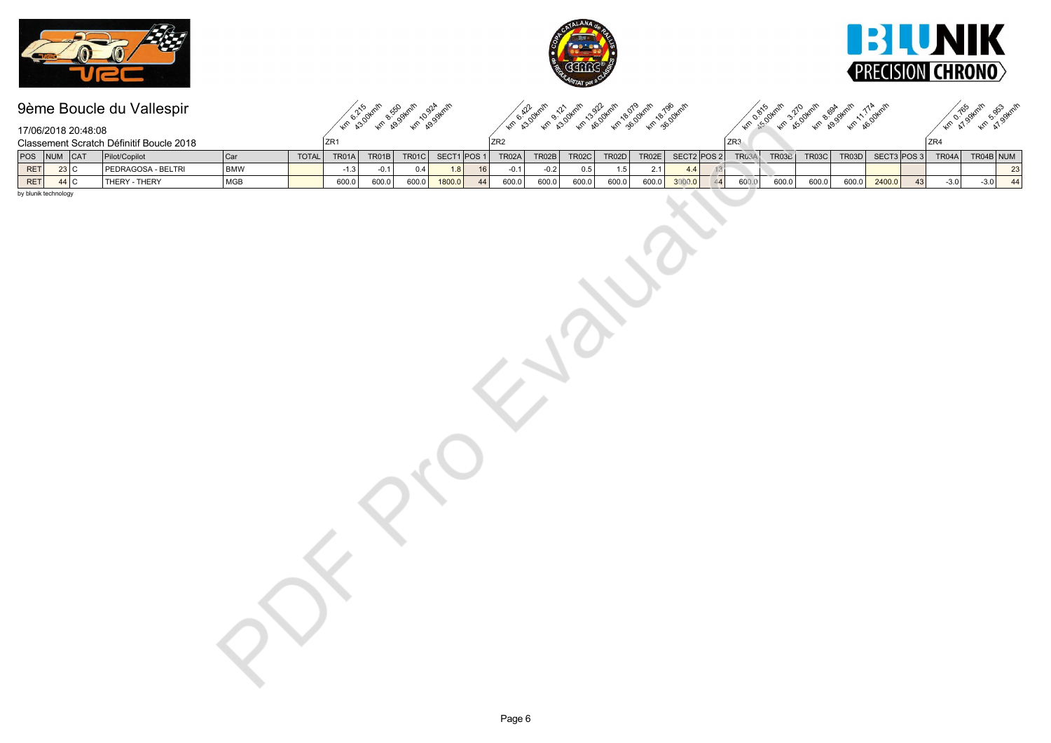# 9ème Boucle du Vallespir

17/06/2018 20:48:08

Classement Scratch Définitif Boucle 2018

| | | | | | | ZR1 | | | | | ZR2 | | | | | | | ZR3 | | | | | | ZR4 | | |
|---|---|---|---|---|---|---|---|---|---|---|---|---|---|---|---|---|---|---|---|---|---|---|---|---|---|---|
| | | | | | | km 6.215 43.00km/h | km 8.550 49.99km/h | km 10.924 49.99km/h | | | km 6.422 43.00km/h | km 9.121 43.00km/h | km 13.922 46.00km/h | km 18.079 36.00km/h | km 18.796 36.00km/h | | | km 0.815 45.00km/h | km 3.270 45.00km/h | km 8.694 49.99km/h | km 11.774 46.00km/h | | | km 0.765 47.99km/h | km 5.953 47.99km/h | |
| POS | NUM | CAT | Pilot/Copilot | Car | TOTAL | TR01A | TR01B | TR01C | SECT1 | POS 1 | TR02A | TR02B | TR02C | TR02D | TR02E | SECT2 | POS 2 | TR03A | TR03B | TR03C | TR03D | SECT3 | POS 3 | TR04A | TR04B | NUM |
| RET | 23 | C | PEDRAGOSA - BELTRI | BMW | | -1.3 | -0.1 | 0.4 | 1.8 | 16 | -0.1 | -0.2 | 0.5 | 1.5 | 2.1 | 4.4 | 13 | | | | | | | | | 23 |
| RET | 44 | C | THERY - THERY | MGB | | 600.0 | 600.0 | 600.0 | 1800.0 | 44 | 600.0 | 600.0 | 600.0 | 600.0 | 600.0 | 3000.0 | 44 | 600.0 | 600.0 | 600.0 | 600.0 | 2400.0 | 43 | -3.0 | -3.0 | 44 |

by blunik technology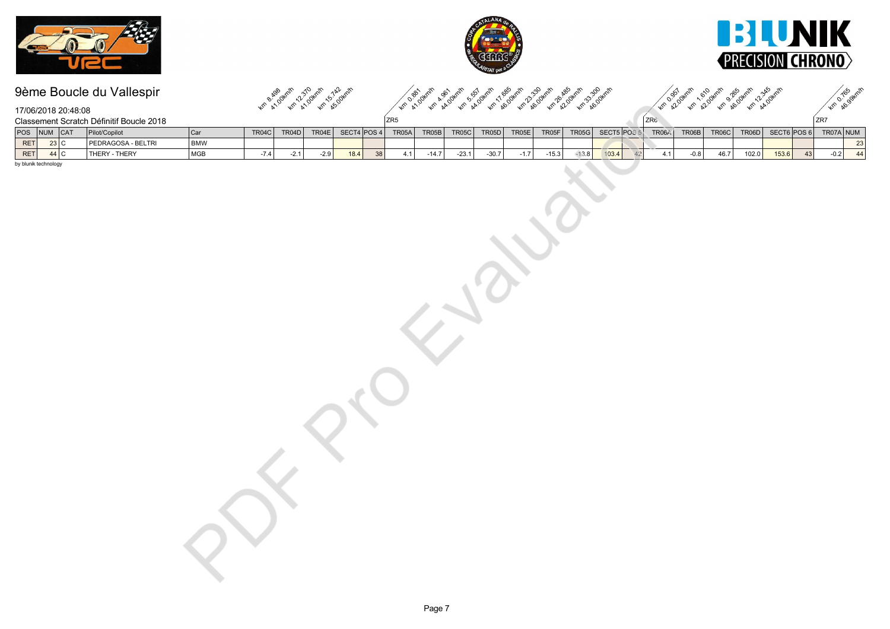# 9ème Boucle du Vallespir

17/06/2018 20:48:08

Classement Scratch Définitif Boucle 2018

| | | | | | km 8.498 41.00km/h | km 12.370 41.00km/h | km 15.742 45.00km/h | | | ZR5 km 0.881 41.00km/h | km 4.961 44.00km/h | km 5.557 44.00km/h | km 17.685 46.00km/h | km 23.330 46.00km/h | km 26.485 42.00km/h | km 33.300 46.00km/h | | | ZR6 km 0.957 42.00km/h | km 1.610 42.00km/h | km 9.265 46.00km/h | km 12.345 44.00km/h | | | ZR7 km 0.765 46.99km/h | |
|---|---|---|---|---|---|---|---|---|---|---|---|---|---|---|---|---|---|---|---|---|---|---|---|---|---|---|
| POS | NUM | CAT | Pilot/Copilot | Car | TR04C | TR04D | TR04E | SECT4 | POS 4 | TR05A | TR05B | TR05C | TR05D | TR05E | TR05F | TR05G | SECT5 | POS 5 | TR06A | TR06B | TR06C | TR06D | SECT6 | POS 6 | TR07A | NUM |
| RET | 23 | C | PEDRAGOSA - BELTRI | BMW | | | | | | | | | | | | | | | | | | | | | | 23 |
| RET | 44 | C | THERY - THERY | MGB | -7.4 | -2.1 | -2.9 | 18.4 | 38 | 4.1 | -14.7 | -23.1 | -30.7 | -1.7 | -15.3 | -13.8 | 103.4 | 42 | 4.1 | -0.8 | 46.7 | 102.0 | 153.6 | 43 | -0.2 | 44 |

by blunik technology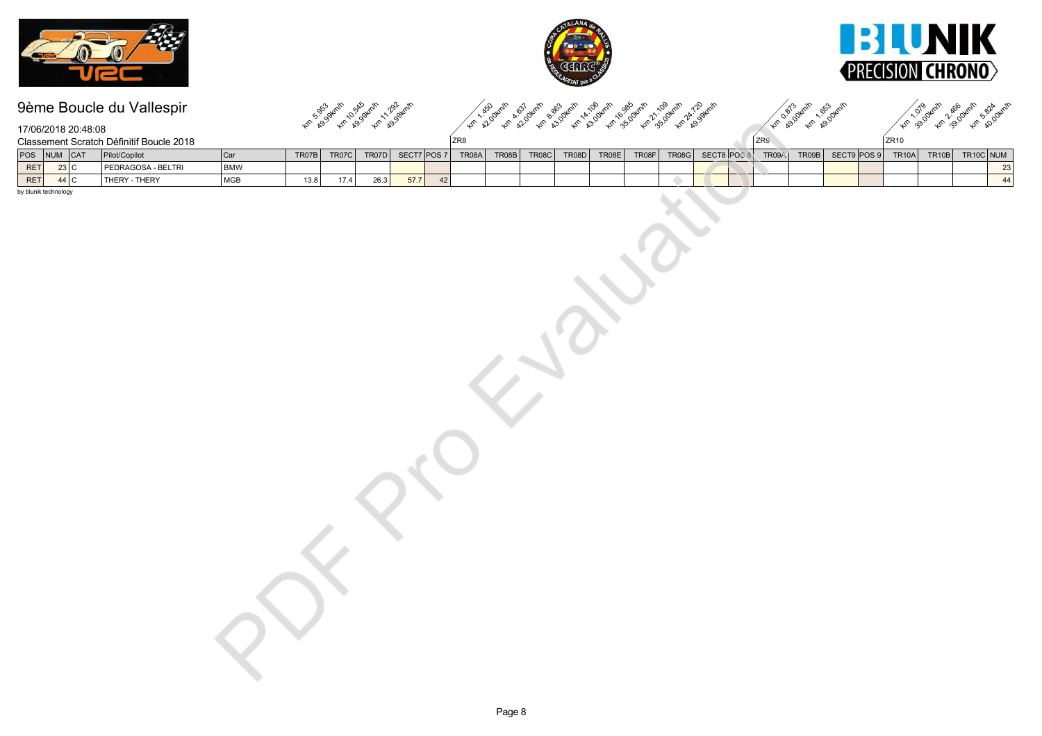# 9ème Boucle du Vallespir

17/06/2018 20:48:08

Classement Scratch Définitif Boucle 2018

| | | | | | km 5.953 49.99km/h | km 10.545 49.99km/h | km 11.292 49.99km/h | | | ZR8 km 1.450 42.00km/h | km 4.637 42.00km/h | km 8.663 43.00km/h | km 14.106 43.00km/h | km 16.985 35.00km/h | km 21.109 35.00km/h | km 24.720 49.99km/h | | | ZR9 km 0.873 49.00km/h | km 1.653 49.00km/h | | | ZR10 km 1.079 39.00km/h | km 2.466 39.00km/h | km 5.824 40.00km/h | |
|---|---|---|---|---|---|---|---|---|---|---|---|---|---|---|---|---|---|---|---|---|---|---|---|---|---|---|
| POS | NUM | CAT | Pilot/Copilot | Car | TR07B | TR07C | TR07D | SECT7 | POS 7 | TR08A | TR08B | TR08C | TR08D | TR08E | TR08F | TR08G | SECT8 | POS 8 | TR09A | TR09B | SECT9 | POS 9 | TR10A | TR10B | TR10C | NUM |
| RET | 23 | C | PEDRAGOSA - BELTRI | BMW | | | | | | | | | | | | | | | | | | | | | | 23 |
| RET | 44 | C | THERY - THERY | MGB | 13.8 | 17.4 | 26.3 | 57.7 | 42 | | | | | | | | | | | | | | | | | 44 |

by blunik technology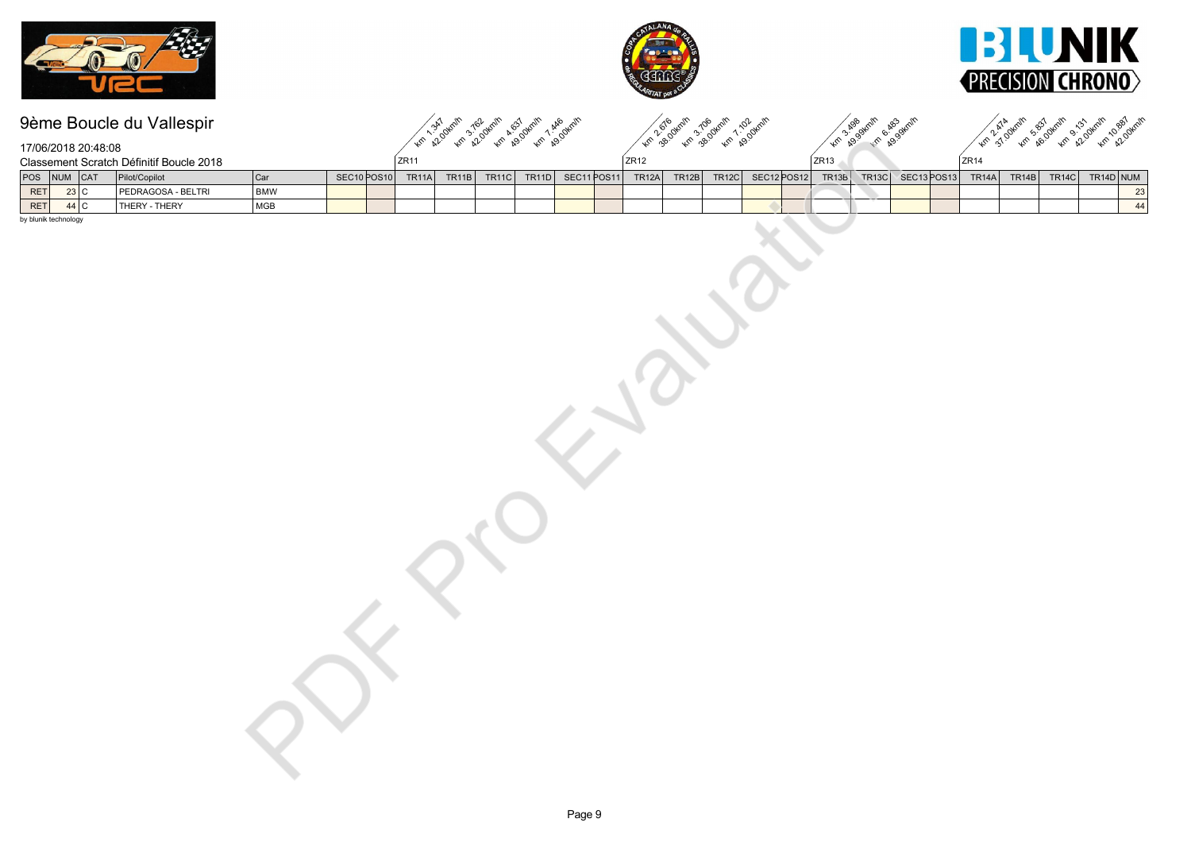# 9ème Boucle du Vallespir

17/06/2018 20:48:08

Classement Scratch Définitif Boucle 2018

| POS | NUM | CAT | Pilot/Copilot | Car | SEC10 | POS10 | TR11A | TR11B | TR11C | TR11D | SEC11 | POS11 | TR12A | TR12B | TR12C | SEC12 | POS12 | TR13B | TR13C | SEC13 | POS13 | TR14A | TR14B | TR14C | TR14D | NUM |
|---|---|---|---|---|---|---|---|---|---|---|---|---|---|---|---|---|---|---|---|---|---|---|---|---|---|---|
| | | | | | | | ZR11 km 1.347 42.00km/h | km 3.762 42.00km/h | km 4.637 49.00km/h | km 7.446 49.00km/h | | | ZR12 km 2.676 38.00km/h | km 3.706 38.00km/h | km 7.102 49.00km/h | | | ZR13 km 3.498 49.99km/h | km 6.483 49.99km/h | | | ZR14 km 2.474 37.00km/h | km 5.837 46.00km/h | km 9.131 42.00km/h | km 10.887 42.00km/h | |
| RET | 23 | C | PEDRAGOSA - BELTRI | BMW | | | | | | | | | | | | | | | | | | | | | | 23 |
| RET | 44 | C | THERY - THERY | MGB | | | | | | | | | | | | | | | | | | | | | | 44 |

by blunik technology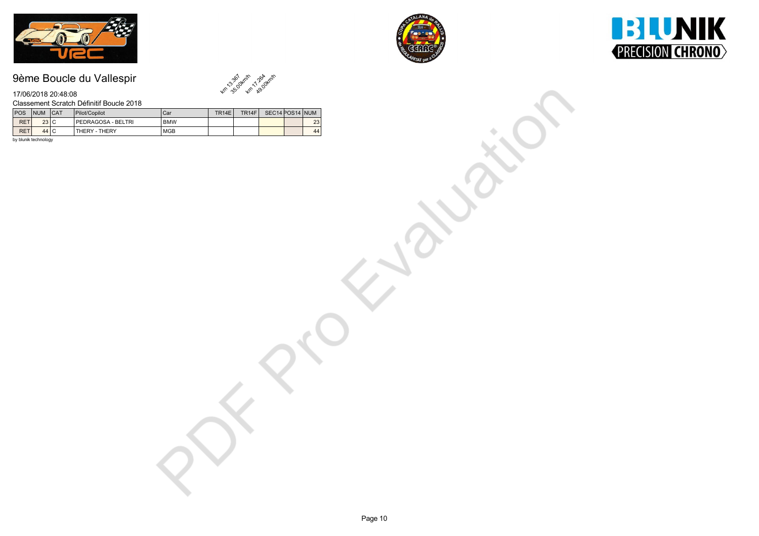# 9ème Boucle du Vallespir

17/06/2018 20:48:08

Classement Scratch Définitif Boucle 2018

km 13.367
35.00km/h
km 17.264
49.00km/h

| POS | NUM | CAT | Pilot/Copilot | Car | TR14E | TR14F | SEC14 | POS14 | NUM |
|---|---|---|---|---|---|---|---|---|---|
| RET | 23 | C | PEDRAGOSA - BELTRI | BMW | | | | | 23 |
| RET | 44 | C | THERY - THERY | MGB | | | | | 44 |

by blunik technology